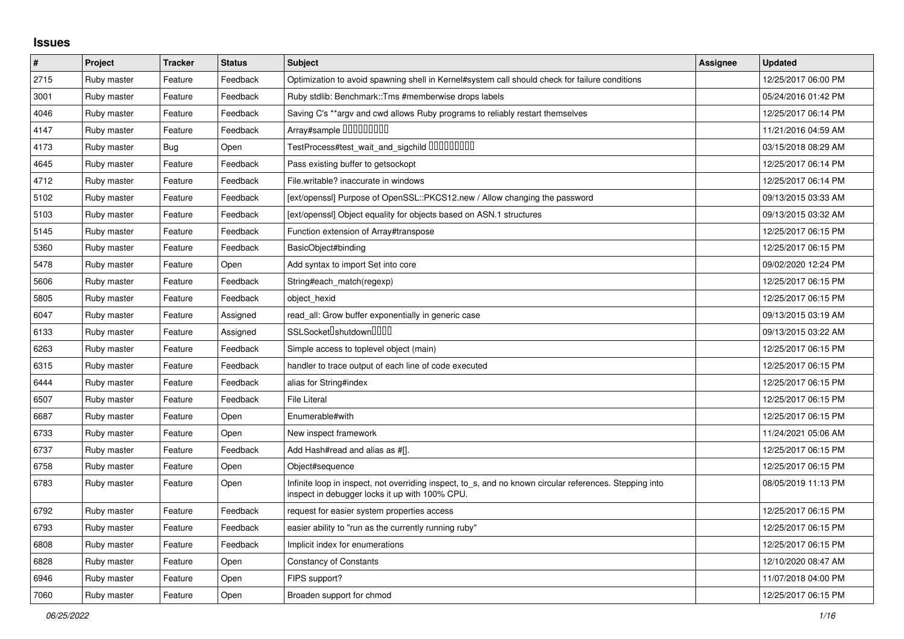## Issues

| # | Project | Tracker | Status | Subject | Assignee | Updated |
|---|---|---|---|---|---|---|
| 2715 | Ruby master | Feature | Feedback | Optimization to avoid spawning shell in Kernel#system call should check for failure conditions | | 12/25/2017 06:00 PM |
| 3001 | Ruby master | Feature | Feedback | Ruby stdlib: Benchmark::Tms #memberwise drops labels | | 05/24/2016 01:42 PM |
| 4046 | Ruby master | Feature | Feedback | Saving C's **argv and cwd allows Ruby programs to reliably restart themselves | | 12/25/2017 06:14 PM |
| 4147 | Ruby master | Feature | Feedback | Array#sample □□□□□□□□□ | | 11/21/2016 04:59 AM |
| 4173 | Ruby master | Bug | Open | TestProcess#test_wait_and_sigchild □□□□□□□□□ | | 03/15/2018 08:29 AM |
| 4645 | Ruby master | Feature | Feedback | Pass existing buffer to getsockopt | | 12/25/2017 06:14 PM |
| 4712 | Ruby master | Feature | Feedback | File.writable? inaccurate in windows | | 12/25/2017 06:14 PM |
| 5102 | Ruby master | Feature | Feedback | [ext/openssl] Purpose of OpenSSL::PKCS12.new / Allow changing the password | | 09/13/2015 03:33 AM |
| 5103 | Ruby master | Feature | Feedback | [ext/openssl] Object equality for objects based on ASN.1 structures | | 09/13/2015 03:32 AM |
| 5145 | Ruby master | Feature | Feedback | Function extension of Array#transpose | | 12/25/2017 06:15 PM |
| 5360 | Ruby master | Feature | Feedback | BasicObject#binding | | 12/25/2017 06:15 PM |
| 5478 | Ruby master | Feature | Open | Add syntax to import Set into core | | 09/02/2020 12:24 PM |
| 5606 | Ruby master | Feature | Feedback | String#each_match(regexp) | | 12/25/2017 06:15 PM |
| 5805 | Ruby master | Feature | Feedback | object_hexid | | 12/25/2017 06:15 PM |
| 6047 | Ruby master | Feature | Assigned | read_all: Grow buffer exponentially in generic case | | 09/13/2015 03:19 AM |
| 6133 | Ruby master | Feature | Assigned | SSLSocket□shutdown□□□□ | | 09/13/2015 03:22 AM |
| 6263 | Ruby master | Feature | Feedback | Simple access to toplevel object (main) | | 12/25/2017 06:15 PM |
| 6315 | Ruby master | Feature | Feedback | handler to trace output of each line of code executed | | 12/25/2017 06:15 PM |
| 6444 | Ruby master | Feature | Feedback | alias for String#index | | 12/25/2017 06:15 PM |
| 6507 | Ruby master | Feature | Feedback | File Literal | | 12/25/2017 06:15 PM |
| 6687 | Ruby master | Feature | Open | Enumerable#with | | 12/25/2017 06:15 PM |
| 6733 | Ruby master | Feature | Open | New inspect framework | | 11/24/2021 05:06 AM |
| 6737 | Ruby master | Feature | Feedback | Add Hash#read and alias as #[]. | | 12/25/2017 06:15 PM |
| 6758 | Ruby master | Feature | Open | Object#sequence | | 12/25/2017 06:15 PM |
| 6783 | Ruby master | Feature | Open | Infinite loop in inspect, not overriding inspect, to_s, and no known circular references. Stepping into inspect in debugger locks it up with 100% CPU. | | 08/05/2019 11:13 PM |
| 6792 | Ruby master | Feature | Feedback | request for easier system properties access | | 12/25/2017 06:15 PM |
| 6793 | Ruby master | Feature | Feedback | easier ability to "run as the currently running ruby" | | 12/25/2017 06:15 PM |
| 6808 | Ruby master | Feature | Feedback | Implicit index for enumerations | | 12/25/2017 06:15 PM |
| 6828 | Ruby master | Feature | Open | Constancy of Constants | | 12/10/2020 08:47 AM |
| 6946 | Ruby master | Feature | Open | FIPS support? | | 11/07/2018 04:00 PM |
| 7060 | Ruby master | Feature | Open | Broaden support for chmod | | 12/25/2017 06:15 PM |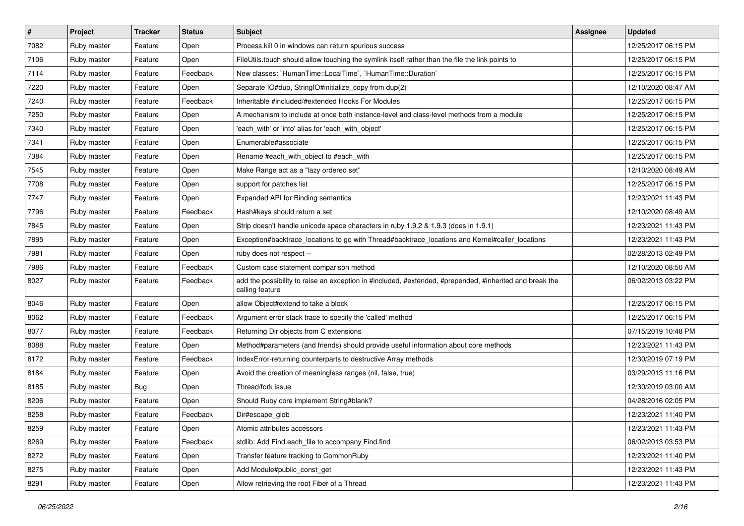| # | Project | Tracker | Status | Subject | Assignee | Updated |
|---|---|---|---|---|---|---|
| 7082 | Ruby master | Feature | Open | Process.kill 0 in windows can return spurious success | | 12/25/2017 06:15 PM |
| 7106 | Ruby master | Feature | Open | FileUtils.touch should allow touching the symlink itself rather than the file the link points to | | 12/25/2017 06:15 PM |
| 7114 | Ruby master | Feature | Feedback | New classes: `HumanTime::LocalTime`, `HumanTime::Duration` | | 12/25/2017 06:15 PM |
| 7220 | Ruby master | Feature | Open | Separate IO#dup, StringIO#initialize_copy from dup(2) | | 12/10/2020 08:47 AM |
| 7240 | Ruby master | Feature | Feedback | Inheritable #included/#extended Hooks For Modules | | 12/25/2017 06:15 PM |
| 7250 | Ruby master | Feature | Open | A mechanism to include at once both instance-level and class-level methods from a module | | 12/25/2017 06:15 PM |
| 7340 | Ruby master | Feature | Open | 'each_with' or 'into' alias for 'each_with_object' | | 12/25/2017 06:15 PM |
| 7341 | Ruby master | Feature | Open | Enumerable#associate | | 12/25/2017 06:15 PM |
| 7384 | Ruby master | Feature | Open | Rename #each_with_object to #each_with | | 12/25/2017 06:15 PM |
| 7545 | Ruby master | Feature | Open | Make Range act as a "lazy ordered set" | | 12/10/2020 08:49 AM |
| 7708 | Ruby master | Feature | Open | support for patches list | | 12/25/2017 06:15 PM |
| 7747 | Ruby master | Feature | Open | Expanded API for Binding semantics | | 12/23/2021 11:43 PM |
| 7796 | Ruby master | Feature | Feedback | Hash#keys should return a set | | 12/10/2020 08:49 AM |
| 7845 | Ruby master | Feature | Open | Strip doesn't handle unicode space characters in ruby 1.9.2 & 1.9.3 (does in 1.9.1) | | 12/23/2021 11:43 PM |
| 7895 | Ruby master | Feature | Open | Exception#backtrace_locations to go with Thread#backtrace_locations and Kernel#caller_locations | | 12/23/2021 11:43 PM |
| 7981 | Ruby master | Feature | Open | ruby does not respect -- | | 02/28/2013 02:49 PM |
| 7986 | Ruby master | Feature | Feedback | Custom case statement comparison method | | 12/10/2020 08:50 AM |
| 8027 | Ruby master | Feature | Feedback | add the possibility to raise an exception in #included, #extended, #prepended, #inherited and break the calling feature | | 06/02/2013 03:22 PM |
| 8046 | Ruby master | Feature | Open | allow Object#extend to take a block | | 12/25/2017 06:15 PM |
| 8062 | Ruby master | Feature | Feedback | Argument error stack trace to specify the 'called' method | | 12/25/2017 06:15 PM |
| 8077 | Ruby master | Feature | Feedback | Returning Dir objects from C extensions | | 07/15/2019 10:48 PM |
| 8088 | Ruby master | Feature | Open | Method#parameters (and friends) should provide useful information about core methods | | 12/23/2021 11:43 PM |
| 8172 | Ruby master | Feature | Feedback | IndexError-returning counterparts to destructive Array methods | | 12/30/2019 07:19 PM |
| 8184 | Ruby master | Feature | Open | Avoid the creation of meaningless ranges (nil, false, true) | | 03/29/2013 11:16 PM |
| 8185 | Ruby master | Bug | Open | Thread/fork issue | | 12/30/2019 03:00 AM |
| 8206 | Ruby master | Feature | Open | Should Ruby core implement String#blank? | | 04/28/2016 02:05 PM |
| 8258 | Ruby master | Feature | Feedback | Dir#escape_glob | | 12/23/2021 11:40 PM |
| 8259 | Ruby master | Feature | Open | Atomic attributes accessors | | 12/23/2021 11:43 PM |
| 8269 | Ruby master | Feature | Feedback | stdlib: Add Find.each_file to accompany Find.find | | 06/02/2013 03:53 PM |
| 8272 | Ruby master | Feature | Open | Transfer feature tracking to CommonRuby | | 12/23/2021 11:40 PM |
| 8275 | Ruby master | Feature | Open | Add Module#public_const_get | | 12/23/2021 11:43 PM |
| 8291 | Ruby master | Feature | Open | Allow retrieving the root Fiber of a Thread | | 12/23/2021 11:43 PM |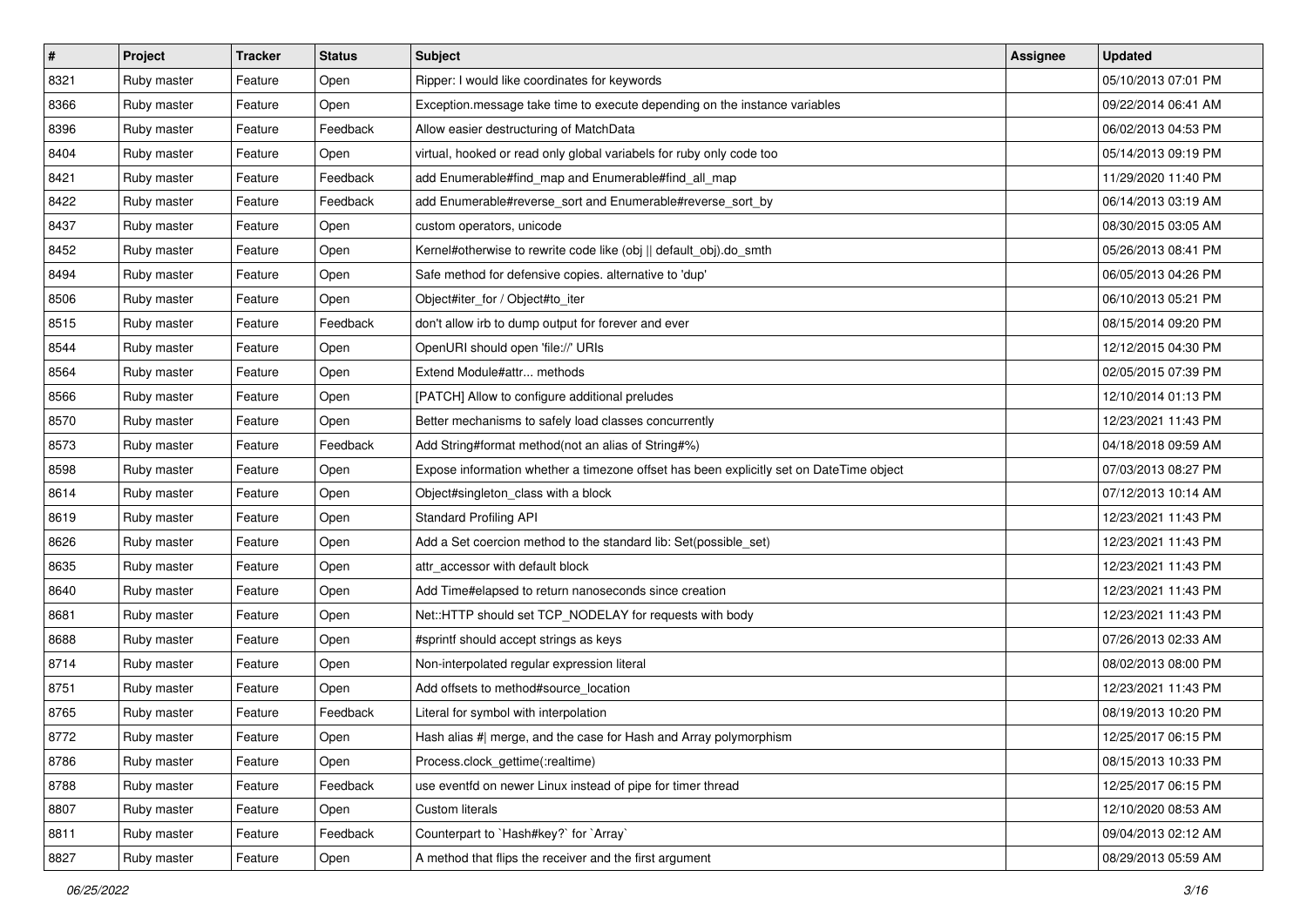| # | Project | Tracker | Status | Subject | Assignee | Updated |
|---|---|---|---|---|---|---|
| 8321 | Ruby master | Feature | Open | Ripper: I would like coordinates for keywords | | 05/10/2013 07:01 PM |
| 8366 | Ruby master | Feature | Open | Exception.message take time to execute depending on the instance variables | | 09/22/2014 06:41 AM |
| 8396 | Ruby master | Feature | Feedback | Allow easier destructuring of MatchData | | 06/02/2013 04:53 PM |
| 8404 | Ruby master | Feature | Open | virtual, hooked or read only global variabels for ruby only code too | | 05/14/2013 09:19 PM |
| 8421 | Ruby master | Feature | Feedback | add Enumerable#find_map and Enumerable#find_all_map | | 11/29/2020 11:40 PM |
| 8422 | Ruby master | Feature | Feedback | add Enumerable#reverse_sort and Enumerable#reverse_sort_by | | 06/14/2013 03:19 AM |
| 8437 | Ruby master | Feature | Open | custom operators, unicode | | 08/30/2015 03:05 AM |
| 8452 | Ruby master | Feature | Open | Kernel#otherwise to rewrite code like (obj \|\| default_obj).do_smth | | 05/26/2013 08:41 PM |
| 8494 | Ruby master | Feature | Open | Safe method for defensive copies. alternative to 'dup' | | 06/05/2013 04:26 PM |
| 8506 | Ruby master | Feature | Open | Object#iter_for / Object#to_iter | | 06/10/2013 05:21 PM |
| 8515 | Ruby master | Feature | Feedback | don't allow irb to dump output for forever and ever | | 08/15/2014 09:20 PM |
| 8544 | Ruby master | Feature | Open | OpenURI should open 'file://' URIs | | 12/12/2015 04:30 PM |
| 8564 | Ruby master | Feature | Open | Extend Module#attr... methods | | 02/05/2015 07:39 PM |
| 8566 | Ruby master | Feature | Open | [PATCH] Allow to configure additional preludes | | 12/10/2014 01:13 PM |
| 8570 | Ruby master | Feature | Open | Better mechanisms to safely load classes concurrently | | 12/23/2021 11:43 PM |
| 8573 | Ruby master | Feature | Feedback | Add String#format method(not an alias of String#%) | | 04/18/2018 09:59 AM |
| 8598 | Ruby master | Feature | Open | Expose information whether a timezone offset has been explicitly set on DateTime object | | 07/03/2013 08:27 PM |
| 8614 | Ruby master | Feature | Open | Object#singleton_class with a block | | 07/12/2013 10:14 AM |
| 8619 | Ruby master | Feature | Open | Standard Profiling API | | 12/23/2021 11:43 PM |
| 8626 | Ruby master | Feature | Open | Add a Set coercion method to the standard lib: Set(possible_set) | | 12/23/2021 11:43 PM |
| 8635 | Ruby master | Feature | Open | attr_accessor with default block | | 12/23/2021 11:43 PM |
| 8640 | Ruby master | Feature | Open | Add Time#elapsed to return nanoseconds since creation | | 12/23/2021 11:43 PM |
| 8681 | Ruby master | Feature | Open | Net::HTTP should set TCP_NODELAY for requests with body | | 12/23/2021 11:43 PM |
| 8688 | Ruby master | Feature | Open | #sprintf should accept strings as keys | | 07/26/2013 02:33 AM |
| 8714 | Ruby master | Feature | Open | Non-interpolated regular expression literal | | 08/02/2013 08:00 PM |
| 8751 | Ruby master | Feature | Open | Add offsets to method#source_location | | 12/23/2021 11:43 PM |
| 8765 | Ruby master | Feature | Feedback | Literal for symbol with interpolation | | 08/19/2013 10:20 PM |
| 8772 | Ruby master | Feature | Open | Hash alias #\| merge, and the case for Hash and Array polymorphism | | 12/25/2017 06:15 PM |
| 8786 | Ruby master | Feature | Open | Process.clock_gettime(:realtime) | | 08/15/2013 10:33 PM |
| 8788 | Ruby master | Feature | Feedback | use eventfd on newer Linux instead of pipe for timer thread | | 12/25/2017 06:15 PM |
| 8807 | Ruby master | Feature | Open | Custom literals | | 12/10/2020 08:53 AM |
| 8811 | Ruby master | Feature | Feedback | Counterpart to `Hash#key?` for `Array` | | 09/04/2013 02:12 AM |
| 8827 | Ruby master | Feature | Open | A method that flips the receiver and the first argument | | 08/29/2013 05:59 AM |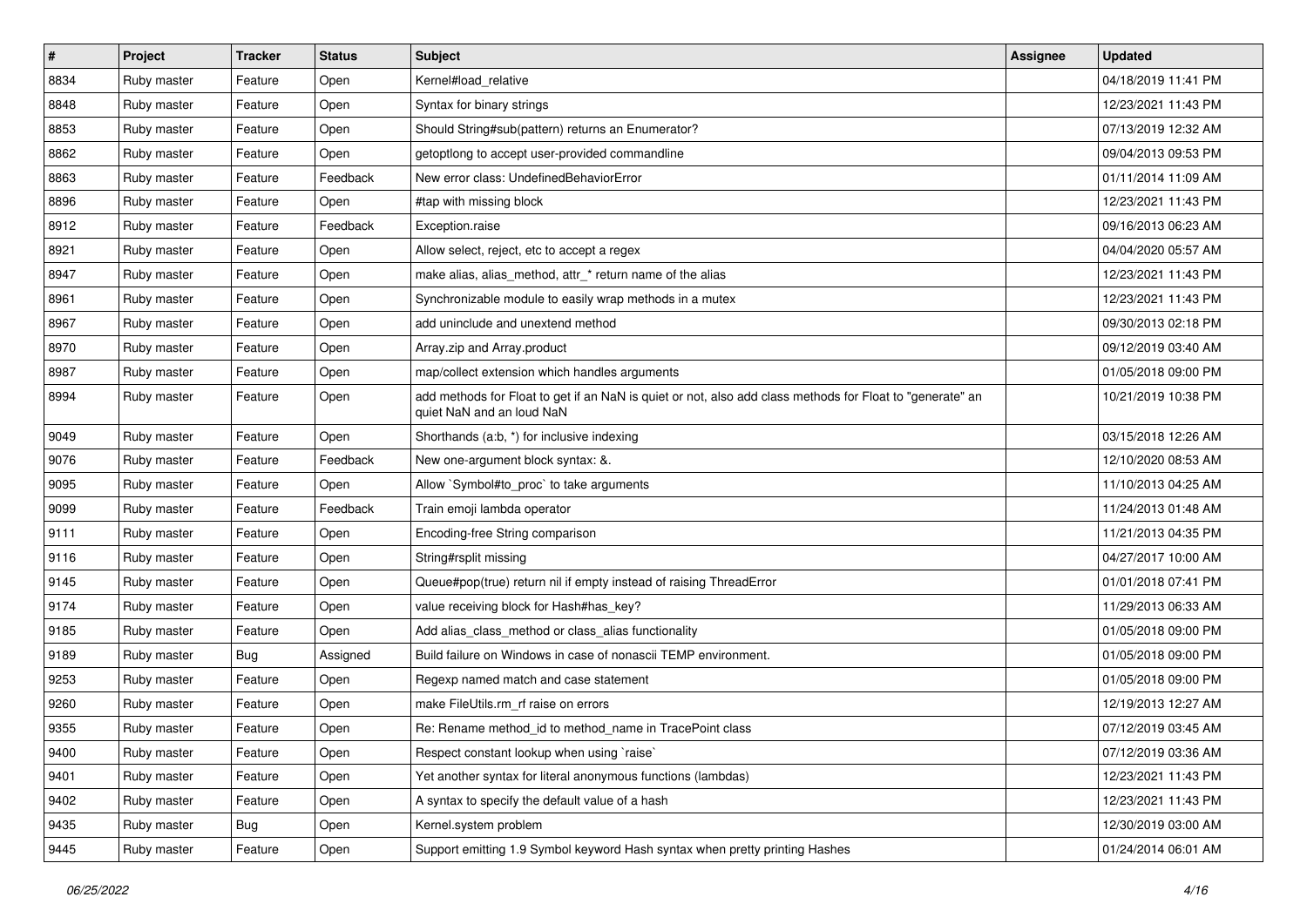| # | Project | Tracker | Status | Subject | Assignee | Updated |
| --- | --- | --- | --- | --- | --- | --- |
| 8834 | Ruby master | Feature | Open | Kernel#load_relative | | 04/18/2019 11:41 PM |
| 8848 | Ruby master | Feature | Open | Syntax for binary strings | | 12/23/2021 11:43 PM |
| 8853 | Ruby master | Feature | Open | Should String#sub(pattern) returns an Enumerator? | | 07/13/2019 12:32 AM |
| 8862 | Ruby master | Feature | Open | getoptlong to accept user-provided commandline | | 09/04/2013 09:53 PM |
| 8863 | Ruby master | Feature | Feedback | New error class: UndefinedBehaviorError | | 01/11/2014 11:09 AM |
| 8896 | Ruby master | Feature | Open | #tap with missing block | | 12/23/2021 11:43 PM |
| 8912 | Ruby master | Feature | Feedback | Exception.raise | | 09/16/2013 06:23 AM |
| 8921 | Ruby master | Feature | Open | Allow select, reject, etc to accept a regex | | 04/04/2020 05:57 AM |
| 8947 | Ruby master | Feature | Open | make alias, alias_method, attr_* return name of the alias | | 12/23/2021 11:43 PM |
| 8961 | Ruby master | Feature | Open | Synchronizable module to easily wrap methods in a mutex | | 12/23/2021 11:43 PM |
| 8967 | Ruby master | Feature | Open | add uninclude and unextend method | | 09/30/2013 02:18 PM |
| 8970 | Ruby master | Feature | Open | Array.zip and Array.product | | 09/12/2019 03:40 AM |
| 8987 | Ruby master | Feature | Open | map/collect extension which handles arguments | | 01/05/2018 09:00 PM |
| 8994 | Ruby master | Feature | Open | add methods for Float to get if an NaN is quiet or not, also add class methods for Float to "generate" an quiet NaN and an loud NaN | | 10/21/2019 10:38 PM |
| 9049 | Ruby master | Feature | Open | Shorthands (a:b, *) for inclusive indexing | | 03/15/2018 12:26 AM |
| 9076 | Ruby master | Feature | Feedback | New one-argument block syntax: &. | | 12/10/2020 08:53 AM |
| 9095 | Ruby master | Feature | Open | Allow `Symbol#to_proc` to take arguments | | 11/10/2013 04:25 AM |
| 9099 | Ruby master | Feature | Feedback | Train emoji lambda operator | | 11/24/2013 01:48 AM |
| 9111 | Ruby master | Feature | Open | Encoding-free String comparison | | 11/21/2013 04:35 PM |
| 9116 | Ruby master | Feature | Open | String#rsplit missing | | 04/27/2017 10:00 AM |
| 9145 | Ruby master | Feature | Open | Queue#pop(true) return nil if empty instead of raising ThreadError | | 01/01/2018 07:41 PM |
| 9174 | Ruby master | Feature | Open | value receiving block for Hash#has_key? | | 11/29/2013 06:33 AM |
| 9185 | Ruby master | Feature | Open | Add alias_class_method or class_alias functionality | | 01/05/2018 09:00 PM |
| 9189 | Ruby master | Bug | Assigned | Build failure on Windows in case of nonascii TEMP environment. | | 01/05/2018 09:00 PM |
| 9253 | Ruby master | Feature | Open | Regexp named match and case statement | | 01/05/2018 09:00 PM |
| 9260 | Ruby master | Feature | Open | make FileUtils.rm_rf raise on errors | | 12/19/2013 12:27 AM |
| 9355 | Ruby master | Feature | Open | Re: Rename method_id to method_name in TracePoint class | | 07/12/2019 03:45 AM |
| 9400 | Ruby master | Feature | Open | Respect constant lookup when using `raise` | | 07/12/2019 03:36 AM |
| 9401 | Ruby master | Feature | Open | Yet another syntax for literal anonymous functions (lambdas) | | 12/23/2021 11:43 PM |
| 9402 | Ruby master | Feature | Open | A syntax to specify the default value of a hash | | 12/23/2021 11:43 PM |
| 9435 | Ruby master | Bug | Open | Kernel.system problem | | 12/30/2019 03:00 AM |
| 9445 | Ruby master | Feature | Open | Support emitting 1.9 Symbol keyword Hash syntax when pretty printing Hashes | | 01/24/2014 06:01 AM |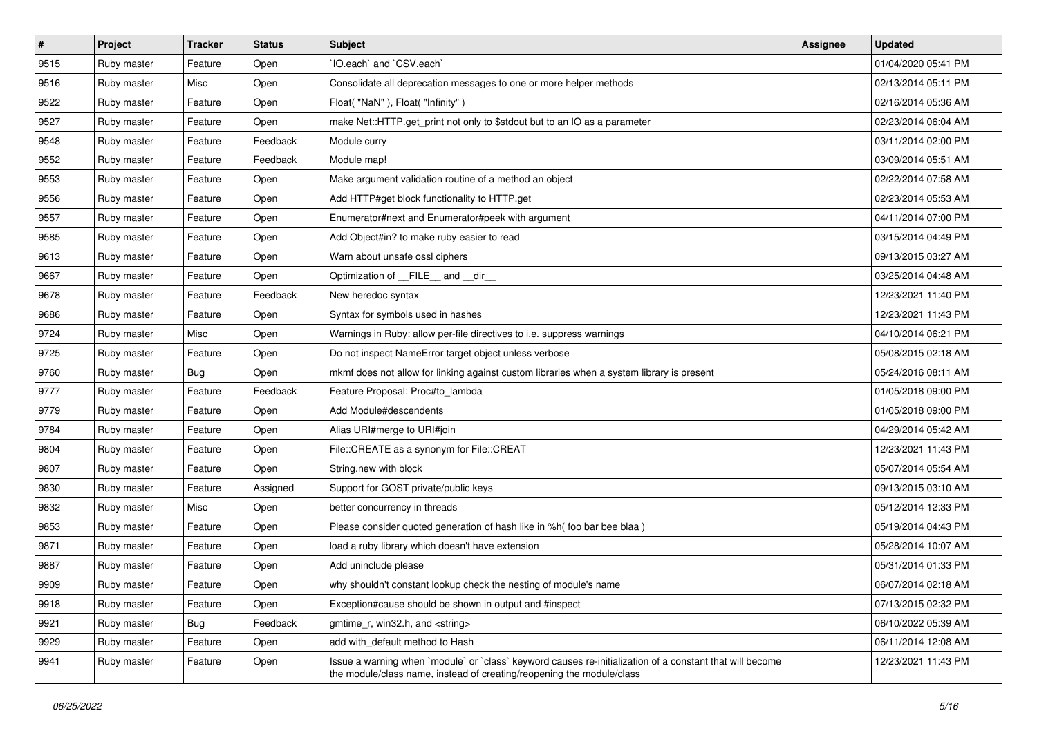| # | Project | Tracker | Status | Subject | Assignee | Updated |
|---|---|---|---|---|---|---|
| 9515 | Ruby master | Feature | Open | `IO.each` and `CSV.each` | | 01/04/2020 05:41 PM |
| 9516 | Ruby master | Misc | Open | Consolidate all deprecation messages to one or more helper methods | | 02/13/2014 05:11 PM |
| 9522 | Ruby master | Feature | Open | Float( "NaN" ), Float( "Infinity" ) | | 02/16/2014 05:36 AM |
| 9527 | Ruby master | Feature | Open | make Net::HTTP.get_print not only to $stdout but to an IO as a parameter | | 02/23/2014 06:04 AM |
| 9548 | Ruby master | Feature | Feedback | Module curry | | 03/11/2014 02:00 PM |
| 9552 | Ruby master | Feature | Feedback | Module map! | | 03/09/2014 05:51 AM |
| 9553 | Ruby master | Feature | Open | Make argument validation routine of a method an object | | 02/22/2014 07:58 AM |
| 9556 | Ruby master | Feature | Open | Add HTTP#get block functionality to HTTP.get | | 02/23/2014 05:53 AM |
| 9557 | Ruby master | Feature | Open | Enumerator#next and Enumerator#peek with argument | | 04/11/2014 07:00 PM |
| 9585 | Ruby master | Feature | Open | Add Object#in? to make ruby easier to read | | 03/15/2014 04:49 PM |
| 9613 | Ruby master | Feature | Open | Warn about unsafe ossl ciphers | | 09/13/2015 03:27 AM |
| 9667 | Ruby master | Feature | Open | Optimization of __FILE__ and __dir__ | | 03/25/2014 04:48 AM |
| 9678 | Ruby master | Feature | Feedback | New heredoc syntax | | 12/23/2021 11:40 PM |
| 9686 | Ruby master | Feature | Open | Syntax for symbols used in hashes | | 12/23/2021 11:43 PM |
| 9724 | Ruby master | Misc | Open | Warnings in Ruby: allow per-file directives to i.e. suppress warnings | | 04/10/2014 06:21 PM |
| 9725 | Ruby master | Feature | Open | Do not inspect NameError target object unless verbose | | 05/08/2015 02:18 AM |
| 9760 | Ruby master | Bug | Open | mkmf does not allow for linking against custom libraries when a system library is present | | 05/24/2016 08:11 AM |
| 9777 | Ruby master | Feature | Feedback | Feature Proposal: Proc#to_lambda | | 01/05/2018 09:00 PM |
| 9779 | Ruby master | Feature | Open | Add Module#descendents | | 01/05/2018 09:00 PM |
| 9784 | Ruby master | Feature | Open | Alias URI#merge to URI#join | | 04/29/2014 05:42 AM |
| 9804 | Ruby master | Feature | Open | File::CREATE as a synonym for File::CREAT | | 12/23/2021 11:43 PM |
| 9807 | Ruby master | Feature | Open | String.new with block | | 05/07/2014 05:54 AM |
| 9830 | Ruby master | Feature | Assigned | Support for GOST private/public keys | | 09/13/2015 03:10 AM |
| 9832 | Ruby master | Misc | Open | better concurrency in threads | | 05/12/2014 12:33 PM |
| 9853 | Ruby master | Feature | Open | Please consider quoted generation of hash like in %h( foo bar bee blaa ) | | 05/19/2014 04:43 PM |
| 9871 | Ruby master | Feature | Open | load a ruby library which doesn't have extension | | 05/28/2014 10:07 AM |
| 9887 | Ruby master | Feature | Open | Add uninclude please | | 05/31/2014 01:33 PM |
| 9909 | Ruby master | Feature | Open | why shouldn't constant lookup check the nesting of module's name | | 06/07/2014 02:18 AM |
| 9918 | Ruby master | Feature | Open | Exception#cause should be shown in output and #inspect | | 07/13/2015 02:32 PM |
| 9921 | Ruby master | Bug | Feedback | gmtime_r, win32.h, and <string> | | 06/10/2022 05:39 AM |
| 9929 | Ruby master | Feature | Open | add with_default method to Hash | | 06/11/2014 12:08 AM |
| 9941 | Ruby master | Feature | Open | Issue a warning when `module` or `class` keyword causes re-initialization of a constant that will become the module/class name, instead of creating/reopening the module/class | | 12/23/2021 11:43 PM |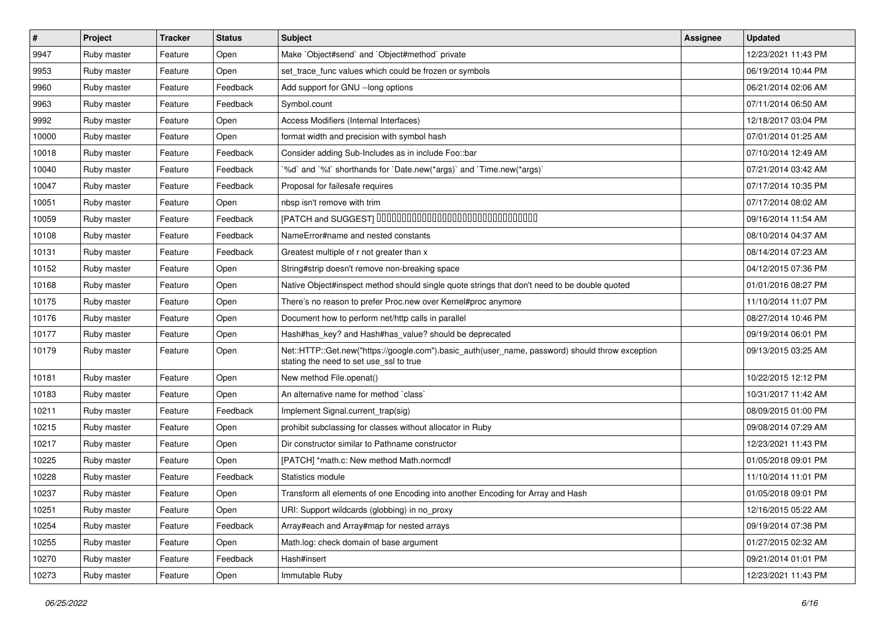| # | Project | Tracker | Status | Subject | Assignee | Updated |
|---|---|---|---|---|---|---|
| 9947 | Ruby master | Feature | Open | Make `Object#send` and `Object#method` private | | 12/23/2021 11:43 PM |
| 9953 | Ruby master | Feature | Open | set_trace_func values which could be frozen or symbols | | 06/19/2014 10:44 PM |
| 9960 | Ruby master | Feature | Feedback | Add support for GNU --long options | | 06/21/2014 02:06 AM |
| 9963 | Ruby master | Feature | Feedback | Symbol.count | | 07/11/2014 06:50 AM |
| 9992 | Ruby master | Feature | Open | Access Modifiers (Internal Interfaces) | | 12/18/2017 03:04 PM |
| 10000 | Ruby master | Feature | Open | format width and precision with symbol hash | | 07/01/2014 01:25 AM |
| 10018 | Ruby master | Feature | Feedback | Consider adding Sub-Includes as in include Foo::bar | | 07/10/2014 12:49 AM |
| 10040 | Ruby master | Feature | Feedback | `%d` and `%t` shorthands for `Date.new(*args)` and `Time.new(*args)` | | 07/21/2014 03:42 AM |
| 10047 | Ruby master | Feature | Feedback | Proposal for failesafe requires | | 07/17/2014 10:35 PM |
| 10051 | Ruby master | Feature | Open | nbsp isn't remove with trim | | 07/17/2014 08:02 AM |
| 10059 | Ruby master | Feature | Feedback | [PATCH and SUGGEST] 0000000000000000000000000000000000 | | 09/16/2014 11:54 AM |
| 10108 | Ruby master | Feature | Feedback | NameError#name and nested constants | | 08/10/2014 04:37 AM |
| 10131 | Ruby master | Feature | Feedback | Greatest multiple of r not greater than x | | 08/14/2014 07:23 AM |
| 10152 | Ruby master | Feature | Open | String#strip doesn't remove non-breaking space | | 04/12/2015 07:36 PM |
| 10168 | Ruby master | Feature | Open | Native Object#inspect method should single quote strings that don't need to be double quoted | | 01/01/2016 08:27 PM |
| 10175 | Ruby master | Feature | Open | There's no reason to prefer Proc.new over Kernel#proc anymore | | 11/10/2014 11:07 PM |
| 10176 | Ruby master | Feature | Open | Document how to perform net/http calls in parallel | | 08/27/2014 10:46 PM |
| 10177 | Ruby master | Feature | Open | Hash#has_key? and Hash#has_value? should be deprecated | | 09/19/2014 06:01 PM |
| 10179 | Ruby master | Feature | Open | Net::HTTP::Get.new("https://google.com").basic_auth(user_name, password) should throw exception stating the need to set use_ssl to true | | 09/13/2015 03:25 AM |
| 10181 | Ruby master | Feature | Open | New method File.openat() | | 10/22/2015 12:12 PM |
| 10183 | Ruby master | Feature | Open | An alternative name for method `class` | | 10/31/2017 11:42 AM |
| 10211 | Ruby master | Feature | Feedback | Implement Signal.current_trap(sig) | | 08/09/2015 01:00 PM |
| 10215 | Ruby master | Feature | Open | prohibit subclassing for classes without allocator in Ruby | | 09/08/2014 07:29 AM |
| 10217 | Ruby master | Feature | Open | Dir constructor similar to Pathname constructor | | 12/23/2021 11:43 PM |
| 10225 | Ruby master | Feature | Open | [PATCH] *math.c: New method Math.normcdf | | 01/05/2018 09:01 PM |
| 10228 | Ruby master | Feature | Feedback | Statistics module | | 11/10/2014 11:01 PM |
| 10237 | Ruby master | Feature | Open | Transform all elements of one Encoding into another Encoding for Array and Hash | | 01/05/2018 09:01 PM |
| 10251 | Ruby master | Feature | Open | URI: Support wildcards (globbing) in no_proxy | | 12/16/2015 05:22 AM |
| 10254 | Ruby master | Feature | Feedback | Array#each and Array#map for nested arrays | | 09/19/2014 07:38 PM |
| 10255 | Ruby master | Feature | Open | Math.log: check domain of base argument | | 01/27/2015 02:32 AM |
| 10270 | Ruby master | Feature | Feedback | Hash#insert | | 09/21/2014 01:01 PM |
| 10273 | Ruby master | Feature | Open | Immutable Ruby | | 12/23/2021 11:43 PM |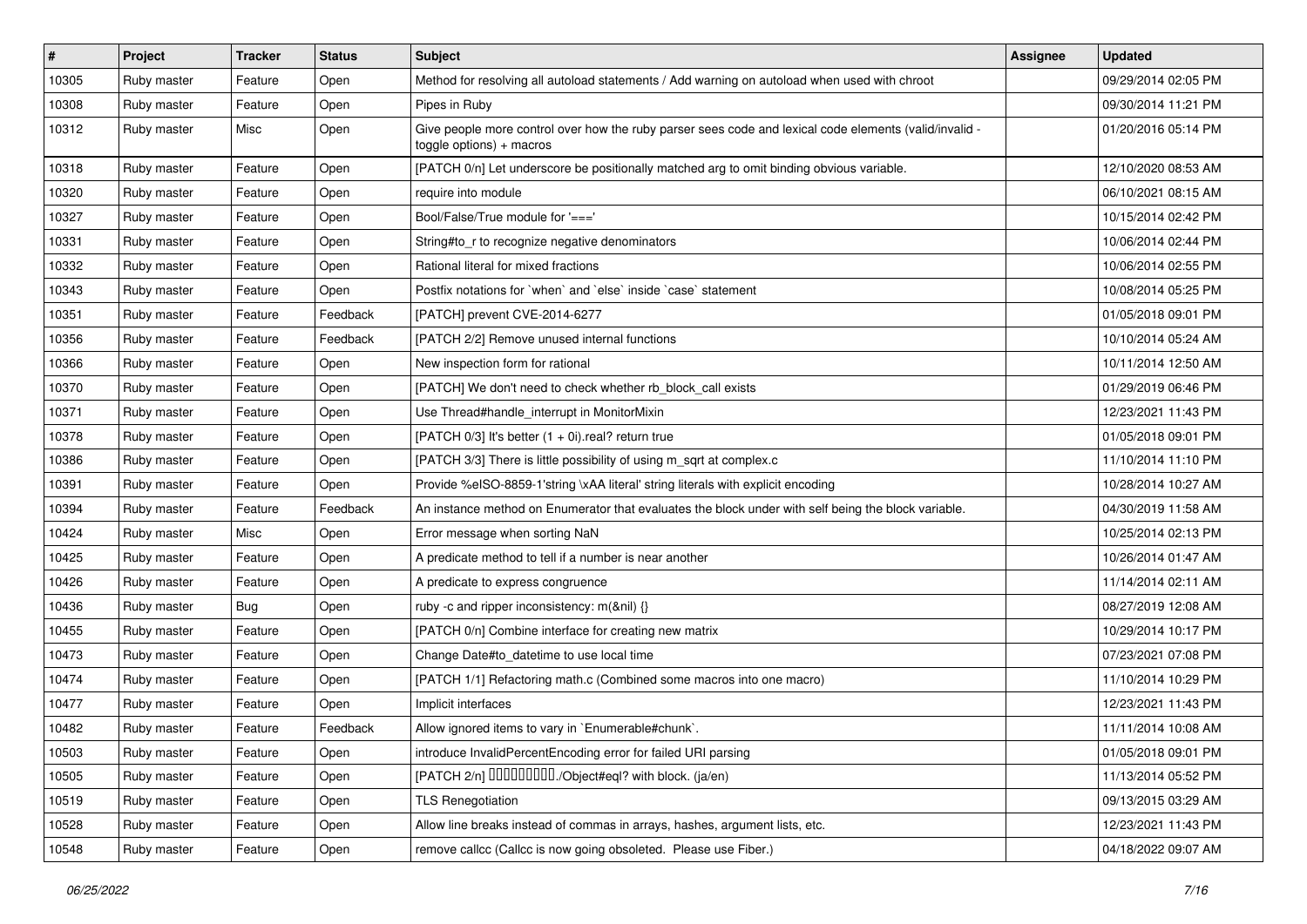| # | Project | Tracker | Status | Subject | Assignee | Updated |
|---|---|---|---|---|---|---|
| 10305 | Ruby master | Feature | Open | Method for resolving all autoload statements / Add warning on autoload when used with chroot | | 09/29/2014 02:05 PM |
| 10308 | Ruby master | Feature | Open | Pipes in Ruby | | 09/30/2014 11:21 PM |
| 10312 | Ruby master | Misc | Open | Give people more control over how the ruby parser sees code and lexical code elements (valid/invalid - toggle options) + macros | | 01/20/2016 05:14 PM |
| 10318 | Ruby master | Feature | Open | [PATCH 0/n] Let underscore be positionally matched arg to omit binding obvious variable. | | 12/10/2020 08:53 AM |
| 10320 | Ruby master | Feature | Open | require into module | | 06/10/2021 08:15 AM |
| 10327 | Ruby master | Feature | Open | Bool/False/True module for '===' | | 10/15/2014 02:42 PM |
| 10331 | Ruby master | Feature | Open | String#to_r to recognize negative denominators | | 10/06/2014 02:44 PM |
| 10332 | Ruby master | Feature | Open | Rational literal for mixed fractions | | 10/06/2014 02:55 PM |
| 10343 | Ruby master | Feature | Open | Postfix notations for `when` and `else` inside `case` statement | | 10/08/2014 05:25 PM |
| 10351 | Ruby master | Feature | Feedback | [PATCH] prevent CVE-2014-6277 | | 01/05/2018 09:01 PM |
| 10356 | Ruby master | Feature | Feedback | [PATCH 2/2] Remove unused internal functions | | 10/10/2014 05:24 AM |
| 10366 | Ruby master | Feature | Open | New inspection form for rational | | 10/11/2014 12:50 AM |
| 10370 | Ruby master | Feature | Open | [PATCH] We don't need to check whether rb_block_call exists | | 01/29/2019 06:46 PM |
| 10371 | Ruby master | Feature | Open | Use Thread#handle_interrupt in MonitorMixin | | 12/23/2021 11:43 PM |
| 10378 | Ruby master | Feature | Open | [PATCH 0/3] It's better (1 + 0i).real? return true | | 01/05/2018 09:01 PM |
| 10386 | Ruby master | Feature | Open | [PATCH 3/3] There is little possibility of using m_sqrt at complex.c | | 11/10/2014 11:10 PM |
| 10391 | Ruby master | Feature | Open | Provide %eISO-8859-1'string \xAA literal' string literals with explicit encoding | | 10/28/2014 10:27 AM |
| 10394 | Ruby master | Feature | Feedback | An instance method on Enumerator that evaluates the block under with self being the block variable. | | 04/30/2019 11:58 AM |
| 10424 | Ruby master | Misc | Open | Error message when sorting NaN | | 10/25/2014 02:13 PM |
| 10425 | Ruby master | Feature | Open | A predicate method to tell if a number is near another | | 10/26/2014 01:47 AM |
| 10426 | Ruby master | Feature | Open | A predicate to express congruence | | 11/14/2014 02:11 AM |
| 10436 | Ruby master | Bug | Open | ruby -c and ripper inconsistency: m(&nil) {} | | 08/27/2019 12:08 AM |
| 10455 | Ruby master | Feature | Open | [PATCH 0/n] Combine interface for creating new matrix | | 10/29/2014 10:17 PM |
| 10473 | Ruby master | Feature | Open | Change Date#to_datetime to use local time | | 07/23/2021 07:08 PM |
| 10474 | Ruby master | Feature | Open | [PATCH 1/1] Refactoring math.c (Combined some macros into one macro) | | 11/10/2014 10:29 PM |
| 10477 | Ruby master | Feature | Open | Implicit interfaces | | 12/23/2021 11:43 PM |
| 10482 | Ruby master | Feature | Feedback | Allow ignored items to vary in `Enumerable#chunk`. | | 11/11/2014 10:08 AM |
| 10503 | Ruby master | Feature | Open | introduce InvalidPercentEncoding error for failed URI parsing | | 01/05/2018 09:01 PM |
| 10505 | Ruby master | Feature | Open | [PATCH 2/n] □□□□□□□□□./Object#eql? with block. (ja/en) | | 11/13/2014 05:52 PM |
| 10519 | Ruby master | Feature | Open | TLS Renegotiation | | 09/13/2015 03:29 AM |
| 10528 | Ruby master | Feature | Open | Allow line breaks instead of commas in arrays, hashes, argument lists, etc. | | 12/23/2021 11:43 PM |
| 10548 | Ruby master | Feature | Open | remove callcc (Callcc is now going obsoleted. Please use Fiber.) | | 04/18/2022 09:07 AM |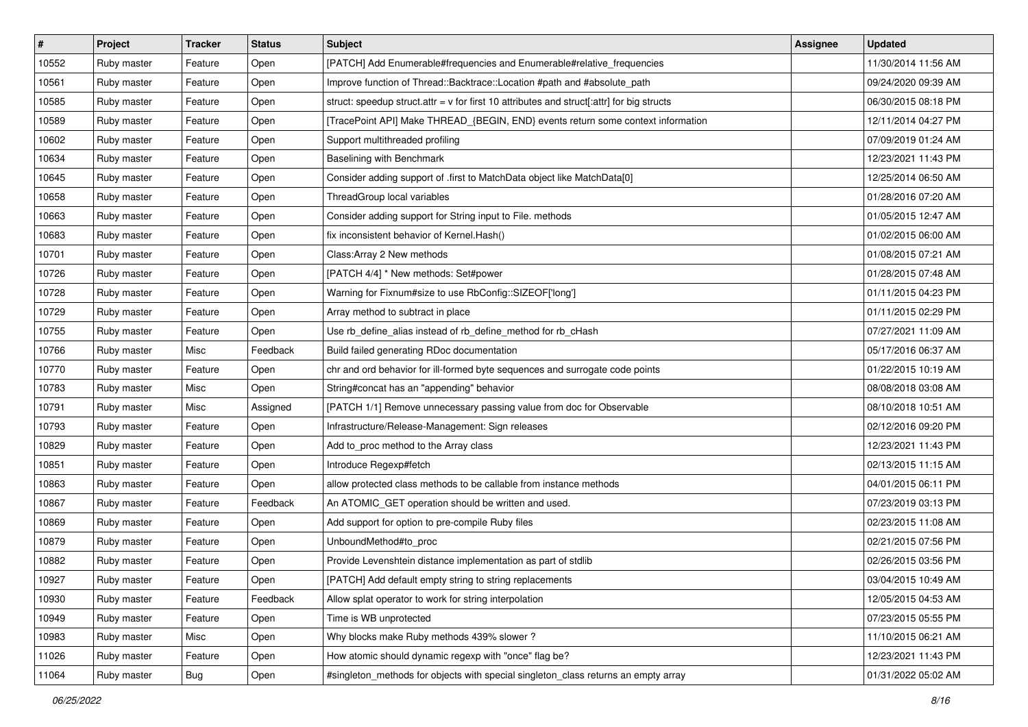| # | Project | Tracker | Status | Subject | Assignee | Updated |
|---|---|---|---|---|---|---|
| 10552 | Ruby master | Feature | Open | [PATCH] Add Enumerable#frequencies and Enumerable#relative_frequencies | | 11/30/2014 11:56 AM |
| 10561 | Ruby master | Feature | Open | Improve function of Thread::Backtrace::Location #path and #absolute_path | | 09/24/2020 09:39 AM |
| 10585 | Ruby master | Feature | Open | struct: speedup struct.attr = v for first 10 attributes and struct[:attr] for big structs | | 06/30/2015 08:18 PM |
| 10589 | Ruby master | Feature | Open | [TracePoint API] Make THREAD_{BEGIN, END} events return some context information | | 12/11/2014 04:27 PM |
| 10602 | Ruby master | Feature | Open | Support multithreaded profiling | | 07/09/2019 01:24 AM |
| 10634 | Ruby master | Feature | Open | Baselining with Benchmark | | 12/23/2021 11:43 PM |
| 10645 | Ruby master | Feature | Open | Consider adding support of .first to MatchData object like MatchData[0] | | 12/25/2014 06:50 AM |
| 10658 | Ruby master | Feature | Open | ThreadGroup local variables | | 01/28/2016 07:20 AM |
| 10663 | Ruby master | Feature | Open | Consider adding support for String input to File. methods | | 01/05/2015 12:47 AM |
| 10683 | Ruby master | Feature | Open | fix inconsistent behavior of Kernel.Hash() | | 01/02/2015 06:00 AM |
| 10701 | Ruby master | Feature | Open | Class:Array 2 New methods | | 01/08/2015 07:21 AM |
| 10726 | Ruby master | Feature | Open | [PATCH 4/4] * New methods: Set#power | | 01/28/2015 07:48 AM |
| 10728 | Ruby master | Feature | Open | Warning for Fixnum#size to use RbConfig::SIZEOF['long'] | | 01/11/2015 04:23 PM |
| 10729 | Ruby master | Feature | Open | Array method to subtract in place | | 01/11/2015 02:29 PM |
| 10755 | Ruby master | Feature | Open | Use rb_define_alias instead of rb_define_method for rb_cHash | | 07/27/2021 11:09 AM |
| 10766 | Ruby master | Misc | Feedback | Build failed generating RDoc documentation | | 05/17/2016 06:37 AM |
| 10770 | Ruby master | Feature | Open | chr and ord behavior for ill-formed byte sequences and surrogate code points | | 01/22/2015 10:19 AM |
| 10783 | Ruby master | Misc | Open | String#concat has an "appending" behavior | | 08/08/2018 03:08 AM |
| 10791 | Ruby master | Misc | Assigned | [PATCH 1/1] Remove unnecessary passing value from doc for Observable | | 08/10/2018 10:51 AM |
| 10793 | Ruby master | Feature | Open | Infrastructure/Release-Management: Sign releases | | 02/12/2016 09:20 PM |
| 10829 | Ruby master | Feature | Open | Add to_proc method to the Array class | | 12/23/2021 11:43 PM |
| 10851 | Ruby master | Feature | Open | Introduce Regexp#fetch | | 02/13/2015 11:15 AM |
| 10863 | Ruby master | Feature | Open | allow protected class methods to be callable from instance methods | | 04/01/2015 06:11 PM |
| 10867 | Ruby master | Feature | Feedback | An ATOMIC_GET operation should be written and used. | | 07/23/2019 03:13 PM |
| 10869 | Ruby master | Feature | Open | Add support for option to pre-compile Ruby files | | 02/23/2015 11:08 AM |
| 10879 | Ruby master | Feature | Open | UnboundMethod#to_proc | | 02/21/2015 07:56 PM |
| 10882 | Ruby master | Feature | Open | Provide Levenshtein distance implementation as part of stdlib | | 02/26/2015 03:56 PM |
| 10927 | Ruby master | Feature | Open | [PATCH] Add default empty string to string replacements | | 03/04/2015 10:49 AM |
| 10930 | Ruby master | Feature | Feedback | Allow splat operator to work for string interpolation | | 12/05/2015 04:53 AM |
| 10949 | Ruby master | Feature | Open | Time is WB unprotected | | 07/23/2015 05:55 PM |
| 10983 | Ruby master | Misc | Open | Why blocks make Ruby methods 439% slower ? | | 11/10/2015 06:21 AM |
| 11026 | Ruby master | Feature | Open | How atomic should dynamic regexp with "once" flag be? | | 12/23/2021 11:43 PM |
| 11064 | Ruby master | Bug | Open | #singleton_methods for objects with special singleton_class returns an empty array | | 01/31/2022 05:02 AM |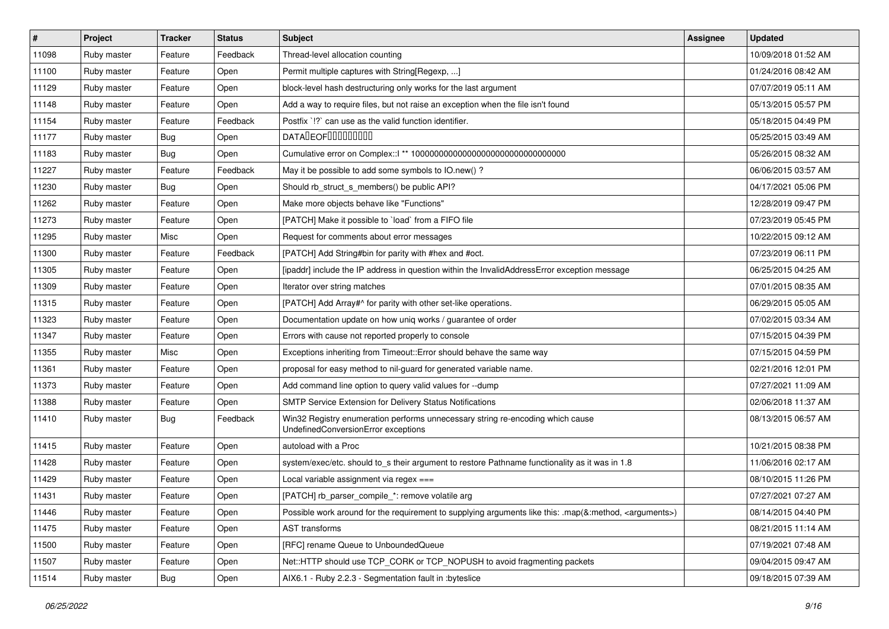| # | Project | Tracker | Status | Subject | Assignee | Updated |
|---|---|---|---|---|---|---|
| 11098 | Ruby master | Feature | Feedback | Thread-level allocation counting | | 10/09/2018 01:52 AM |
| 11100 | Ruby master | Feature | Open | Permit multiple captures with String[Regexp, ...] | | 01/24/2016 08:42 AM |
| 11129 | Ruby master | Feature | Open | block-level hash destructuring only works for the last argument | | 07/07/2019 05:11 AM |
| 11148 | Ruby master | Feature | Open | Add a way to require files, but not raise an exception when the file isn't found | | 05/13/2015 05:57 PM |
| 11154 | Ruby master | Feature | Feedback | Postfix `!?` can use as the valid function identifier. | | 05/18/2015 04:49 PM |
| 11177 | Ruby master | Bug | Open | DATA�EOF��������� | | 05/25/2015 03:49 AM |
| 11183 | Ruby master | Bug | Open | Cumulative error on Complex::I ** 100000000000000000000000000000000 | | 05/26/2015 08:32 AM |
| 11227 | Ruby master | Feature | Feedback | May it be possible to add some symbols to IO.new() ? | | 06/06/2015 03:57 AM |
| 11230 | Ruby master | Bug | Open | Should rb_struct_s_members() be public API? | | 04/17/2021 05:06 PM |
| 11262 | Ruby master | Feature | Open | Make more objects behave like "Functions" | | 12/28/2019 09:47 PM |
| 11273 | Ruby master | Feature | Open | [PATCH] Make it possible to `load` from a FIFO file | | 07/23/2019 05:45 PM |
| 11295 | Ruby master | Misc | Open | Request for comments about error messages | | 10/22/2015 09:12 AM |
| 11300 | Ruby master | Feature | Feedback | [PATCH] Add String#bin for parity with #hex and #oct. | | 07/23/2019 06:11 PM |
| 11305 | Ruby master | Feature | Open | [ipaddr] include the IP address in question within the InvalidAddressError exception message | | 06/25/2015 04:25 AM |
| 11309 | Ruby master | Feature | Open | Iterator over string matches | | 07/01/2015 08:35 AM |
| 11315 | Ruby master | Feature | Open | [PATCH] Add Array#^ for parity with other set-like operations. | | 06/29/2015 05:05 AM |
| 11323 | Ruby master | Feature | Open | Documentation update on how uniq works / guarantee of order | | 07/02/2015 03:34 AM |
| 11347 | Ruby master | Feature | Open | Errors with cause not reported properly to console | | 07/15/2015 04:39 PM |
| 11355 | Ruby master | Misc | Open | Exceptions inheriting from Timeout::Error should behave the same way | | 07/15/2015 04:59 PM |
| 11361 | Ruby master | Feature | Open | proposal for easy method to nil-guard for generated variable name. | | 02/21/2016 12:01 PM |
| 11373 | Ruby master | Feature | Open | Add command line option to query valid values for --dump | | 07/27/2021 11:09 AM |
| 11388 | Ruby master | Feature | Open | SMTP Service Extension for Delivery Status Notifications | | 02/06/2018 11:37 AM |
| 11410 | Ruby master | Bug | Feedback | Win32 Registry enumeration performs unnecessary string re-encoding which cause UndefinedConversionError exceptions | | 08/13/2015 06:57 AM |
| 11415 | Ruby master | Feature | Open | autoload with a Proc | | 10/21/2015 08:38 PM |
| 11428 | Ruby master | Feature | Open | system/exec/etc. should to_s their argument to restore Pathname functionality as it was in 1.8 | | 11/06/2016 02:17 AM |
| 11429 | Ruby master | Feature | Open | Local variable assignment via regex === | | 08/10/2015 11:26 PM |
| 11431 | Ruby master | Feature | Open | [PATCH] rb_parser_compile_*: remove volatile arg | | 07/27/2021 07:27 AM |
| 11446 | Ruby master | Feature | Open | Possible work around for the requirement to supplying arguments like this: .map(&:method, <arguments>) | | 08/14/2015 04:40 PM |
| 11475 | Ruby master | Feature | Open | AST transforms | | 08/21/2015 11:14 AM |
| 11500 | Ruby master | Feature | Open | [RFC] rename Queue to UnboundedQueue | | 07/19/2021 07:48 AM |
| 11507 | Ruby master | Feature | Open | Net::HTTP should use TCP_CORK or TCP_NOPUSH to avoid fragmenting packets | | 09/04/2015 09:47 AM |
| 11514 | Ruby master | Bug | Open | AIX6.1 - Ruby 2.2.3 - Segmentation fault in :byteslice | | 09/18/2015 07:39 AM |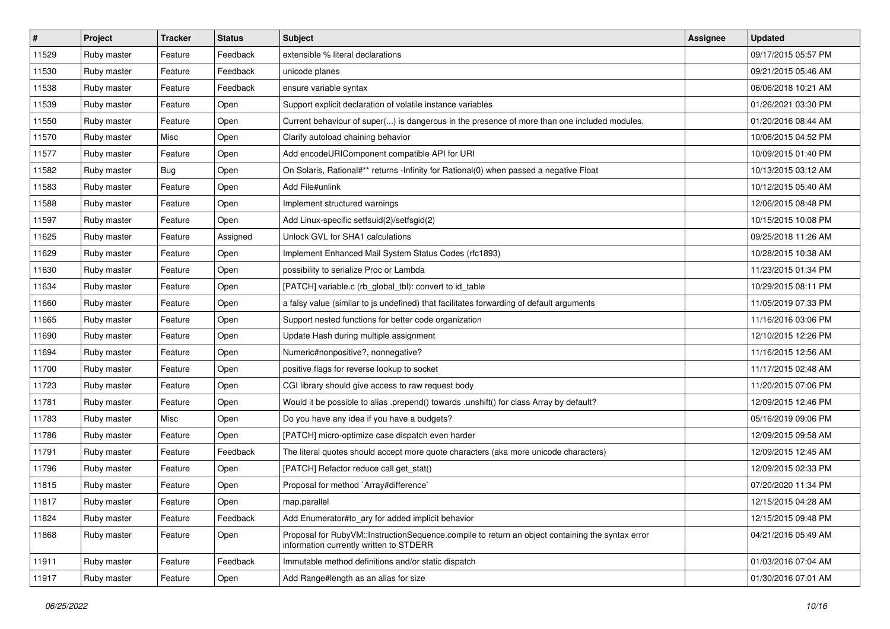| # | Project | Tracker | Status | Subject | Assignee | Updated |
|---|---|---|---|---|---|---|
| 11529 | Ruby master | Feature | Feedback | extensible % literal declarations | | 09/17/2015 05:57 PM |
| 11530 | Ruby master | Feature | Feedback | unicode planes | | 09/21/2015 05:46 AM |
| 11538 | Ruby master | Feature | Feedback | ensure variable syntax | | 06/06/2018 10:21 AM |
| 11539 | Ruby master | Feature | Open | Support explicit declaration of volatile instance variables | | 01/26/2021 03:30 PM |
| 11550 | Ruby master | Feature | Open | Current behaviour of super(...) is dangerous in the presence of more than one included modules. | | 01/20/2016 08:44 AM |
| 11570 | Ruby master | Misc | Open | Clarify autoload chaining behavior | | 10/06/2015 04:52 PM |
| 11577 | Ruby master | Feature | Open | Add encodeURIComponent compatible API for URI | | 10/09/2015 01:40 PM |
| 11582 | Ruby master | Bug | Open | On Solaris, Rational#** returns -Infinity for Rational(0) when passed a negative Float | | 10/13/2015 03:12 AM |
| 11583 | Ruby master | Feature | Open | Add File#unlink | | 10/12/2015 05:40 AM |
| 11588 | Ruby master | Feature | Open | Implement structured warnings | | 12/06/2015 08:48 PM |
| 11597 | Ruby master | Feature | Open | Add Linux-specific setfsuid(2)/setfsgid(2) | | 10/15/2015 10:08 PM |
| 11625 | Ruby master | Feature | Assigned | Unlock GVL for SHA1 calculations | | 09/25/2018 11:26 AM |
| 11629 | Ruby master | Feature | Open | Implement Enhanced Mail System Status Codes (rfc1893) | | 10/28/2015 10:38 AM |
| 11630 | Ruby master | Feature | Open | possibility to serialize Proc or Lambda | | 11/23/2015 01:34 PM |
| 11634 | Ruby master | Feature | Open | [PATCH] variable.c (rb_global_tbl): convert to id_table | | 10/29/2015 08:11 PM |
| 11660 | Ruby master | Feature | Open | a falsy value (similar to js undefined) that facilitates forwarding of default arguments | | 11/05/2019 07:33 PM |
| 11665 | Ruby master | Feature | Open | Support nested functions for better code organization | | 11/16/2016 03:06 PM |
| 11690 | Ruby master | Feature | Open | Update Hash during multiple assignment | | 12/10/2015 12:26 PM |
| 11694 | Ruby master | Feature | Open | Numeric#nonpositive?, nonnegative? | | 11/16/2015 12:56 AM |
| 11700 | Ruby master | Feature | Open | positive flags for reverse lookup to socket | | 11/17/2015 02:48 AM |
| 11723 | Ruby master | Feature | Open | CGI library should give access to raw request body | | 11/20/2015 07:06 PM |
| 11781 | Ruby master | Feature | Open | Would it be possible to alias .prepend() towards .unshift() for class Array by default? | | 12/09/2015 12:46 PM |
| 11783 | Ruby master | Misc | Open | Do you have any idea if you have a budgets? | | 05/16/2019 09:06 PM |
| 11786 | Ruby master | Feature | Open | [PATCH] micro-optimize case dispatch even harder | | 12/09/2015 09:58 AM |
| 11791 | Ruby master | Feature | Feedback | The literal quotes should accept more quote characters (aka more unicode characters) | | 12/09/2015 12:45 AM |
| 11796 | Ruby master | Feature | Open | [PATCH] Refactor reduce call get_stat() | | 12/09/2015 02:33 PM |
| 11815 | Ruby master | Feature | Open | Proposal for method `Array#difference` | | 07/20/2020 11:34 PM |
| 11817 | Ruby master | Feature | Open | map.parallel | | 12/15/2015 04:28 AM |
| 11824 | Ruby master | Feature | Feedback | Add Enumerator#to_ary for added implicit behavior | | 12/15/2015 09:48 PM |
| 11868 | Ruby master | Feature | Open | Proposal for RubyVM::InstructionSequence.compile to return an object containing the syntax error information currently written to STDERR | | 04/21/2016 05:49 AM |
| 11911 | Ruby master | Feature | Feedback | Immutable method definitions and/or static dispatch | | 01/03/2016 07:04 AM |
| 11917 | Ruby master | Feature | Open | Add Range#length as an alias for size | | 01/30/2016 07:01 AM |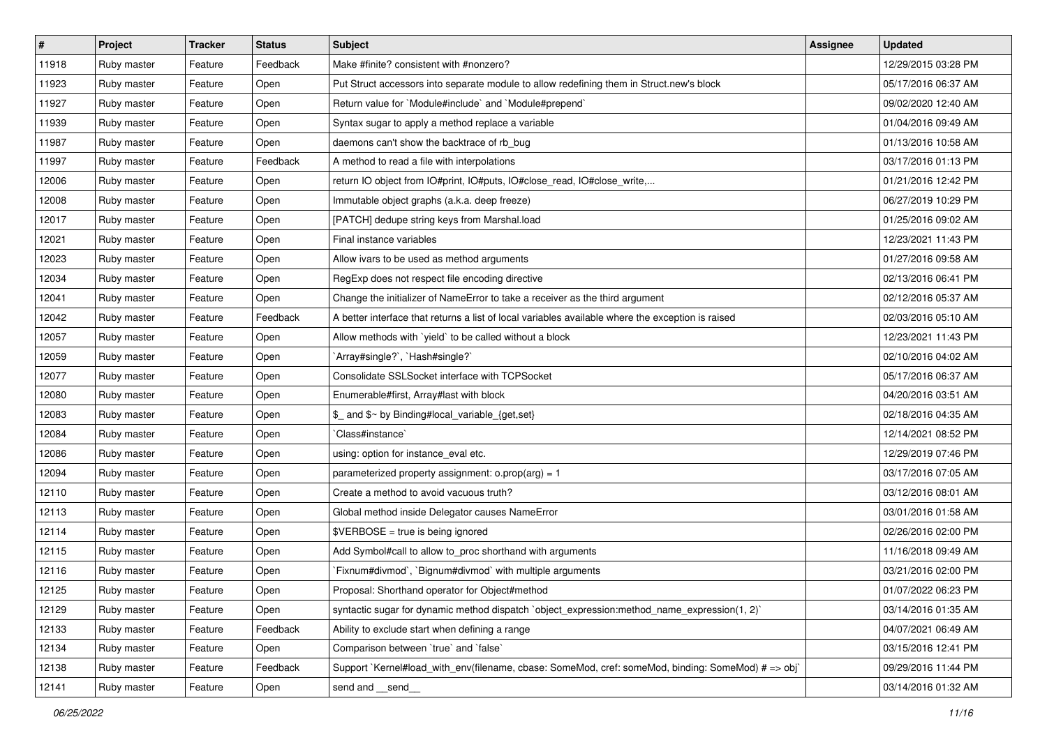| # | Project | Tracker | Status | Subject | Assignee | Updated |
| --- | --- | --- | --- | --- | --- | --- |
| 11918 | Ruby master | Feature | Feedback | Make #finite? consistent with #nonzero? | | 12/29/2015 03:28 PM |
| 11923 | Ruby master | Feature | Open | Put Struct accessors into separate module to allow redefining them in Struct.new's block | | 05/17/2016 06:37 AM |
| 11927 | Ruby master | Feature | Open | Return value for `Module#include` and `Module#prepend` | | 09/02/2020 12:40 AM |
| 11939 | Ruby master | Feature | Open | Syntax sugar to apply a method replace a variable | | 01/04/2016 09:49 AM |
| 11987 | Ruby master | Feature | Open | daemons can't show the backtrace of rb_bug | | 01/13/2016 10:58 AM |
| 11997 | Ruby master | Feature | Feedback | A method to read a file with interpolations | | 03/17/2016 01:13 PM |
| 12006 | Ruby master | Feature | Open | return IO object from IO#print, IO#puts, IO#close_read, IO#close_write,... | | 01/21/2016 12:42 PM |
| 12008 | Ruby master | Feature | Open | Immutable object graphs (a.k.a. deep freeze) | | 06/27/2019 10:29 PM |
| 12017 | Ruby master | Feature | Open | [PATCH] dedupe string keys from Marshal.load | | 01/25/2016 09:02 AM |
| 12021 | Ruby master | Feature | Open | Final instance variables | | 12/23/2021 11:43 PM |
| 12023 | Ruby master | Feature | Open | Allow ivars to be used as method arguments | | 01/27/2016 09:58 AM |
| 12034 | Ruby master | Feature | Open | RegExp does not respect file encoding directive | | 02/13/2016 06:41 PM |
| 12041 | Ruby master | Feature | Open | Change the initializer of NameError to take a receiver as the third argument | | 02/12/2016 05:37 AM |
| 12042 | Ruby master | Feature | Feedback | A better interface that returns a list of local variables available where the exception is raised | | 02/03/2016 05:10 AM |
| 12057 | Ruby master | Feature | Open | Allow methods with `yield` to be called without a block | | 12/23/2021 11:43 PM |
| 12059 | Ruby master | Feature | Open | `Array#single?`, `Hash#single?` | | 02/10/2016 04:02 AM |
| 12077 | Ruby master | Feature | Open | Consolidate SSLSocket interface with TCPSocket | | 05/17/2016 06:37 AM |
| 12080 | Ruby master | Feature | Open | Enumerable#first, Array#last with block | | 04/20/2016 03:51 AM |
| 12083 | Ruby master | Feature | Open | $_ and $~ by Binding#local_variable_{get,set} | | 02/18/2016 04:35 AM |
| 12084 | Ruby master | Feature | Open | `Class#instance` | | 12/14/2021 08:52 PM |
| 12086 | Ruby master | Feature | Open | using: option for instance_eval etc. | | 12/29/2019 07:46 PM |
| 12094 | Ruby master | Feature | Open | parameterized property assignment: o.prop(arg) = 1 | | 03/17/2016 07:05 AM |
| 12110 | Ruby master | Feature | Open | Create a method to avoid vacuous truth? | | 03/12/2016 08:01 AM |
| 12113 | Ruby master | Feature | Open | Global method inside Delegator causes NameError | | 03/01/2016 01:58 AM |
| 12114 | Ruby master | Feature | Open | $VERBOSE = true is being ignored | | 02/26/2016 02:00 PM |
| 12115 | Ruby master | Feature | Open | Add Symbol#call to allow to_proc shorthand with arguments | | 11/16/2018 09:49 AM |
| 12116 | Ruby master | Feature | Open | `Fixnum#divmod`, `Bignum#divmod` with multiple arguments | | 03/21/2016 02:00 PM |
| 12125 | Ruby master | Feature | Open | Proposal: Shorthand operator for Object#method | | 01/07/2022 06:23 PM |
| 12129 | Ruby master | Feature | Open | syntactic sugar for dynamic method dispatch `object_expression:method_name_expression(1, 2)` | | 03/14/2016 01:35 AM |
| 12133 | Ruby master | Feature | Feedback | Ability to exclude start when defining a range | | 04/07/2021 06:49 AM |
| 12134 | Ruby master | Feature | Open | Comparison between `true` and `false` | | 03/15/2016 12:41 PM |
| 12138 | Ruby master | Feature | Feedback | Support `Kernel#load_with_env(filename, cbase: SomeMod, cref: someMod, binding: SomeMod) # => obj` | | 09/29/2016 11:44 PM |
| 12141 | Ruby master | Feature | Open | send and __send__ | | 03/14/2016 01:32 AM |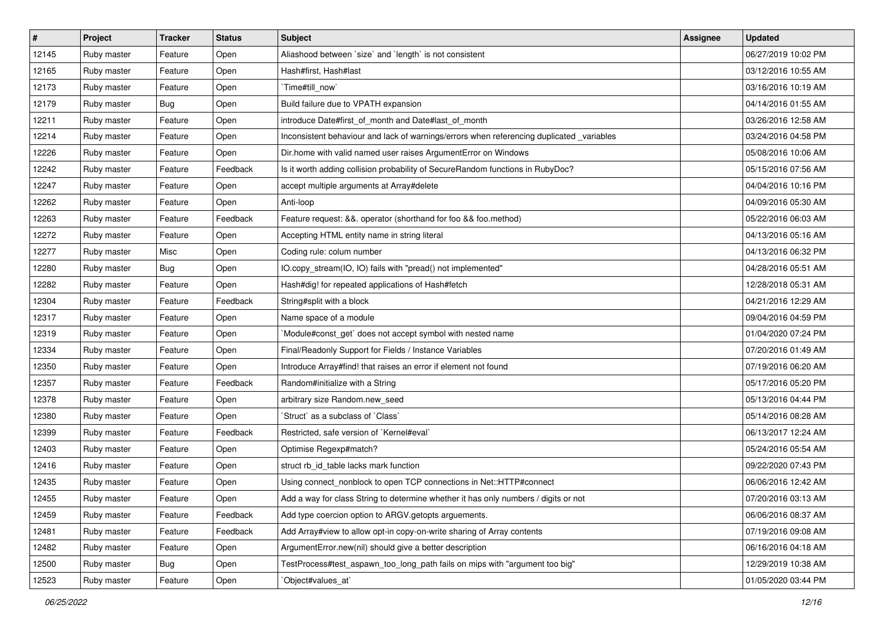| # | Project | Tracker | Status | Subject | Assignee | Updated |
|---|---|---|---|---|---|---|
| 12145 | Ruby master | Feature | Open | Aliashood between `size` and `length` is not consistent | | 06/27/2019 10:02 PM |
| 12165 | Ruby master | Feature | Open | Hash#first, Hash#last | | 03/12/2016 10:55 AM |
| 12173 | Ruby master | Feature | Open | `Time#till_now` | | 03/16/2016 10:19 AM |
| 12179 | Ruby master | Bug | Open | Build failure due to VPATH expansion | | 04/14/2016 01:55 AM |
| 12211 | Ruby master | Feature | Open | introduce Date#first_of_month and Date#last_of_month | | 03/26/2016 12:58 AM |
| 12214 | Ruby master | Feature | Open | Inconsistent behaviour and lack of warnings/errors when referencing duplicated _variables | | 03/24/2016 04:58 PM |
| 12226 | Ruby master | Feature | Open | Dir.home with valid named user raises ArgumentError on Windows | | 05/08/2016 10:06 AM |
| 12242 | Ruby master | Feature | Feedback | Is it worth adding collision probability of SecureRandom functions in RubyDoc? | | 05/15/2016 07:56 AM |
| 12247 | Ruby master | Feature | Open | accept multiple arguments at Array#delete | | 04/04/2016 10:16 PM |
| 12262 | Ruby master | Feature | Open | Anti-loop | | 04/09/2016 05:30 AM |
| 12263 | Ruby master | Feature | Feedback | Feature request: &&. operator (shorthand for foo && foo.method) | | 05/22/2016 06:03 AM |
| 12272 | Ruby master | Feature | Open | Accepting HTML entity name in string literal | | 04/13/2016 05:16 AM |
| 12277 | Ruby master | Misc | Open | Coding rule: colum number | | 04/13/2016 06:32 PM |
| 12280 | Ruby master | Bug | Open | IO.copy_stream(IO, IO) fails with "pread() not implemented" | | 04/28/2016 05:51 AM |
| 12282 | Ruby master | Feature | Open | Hash#dig! for repeated applications of Hash#fetch | | 12/28/2018 05:31 AM |
| 12304 | Ruby master | Feature | Feedback | String#split with a block | | 04/21/2016 12:29 AM |
| 12317 | Ruby master | Feature | Open | Name space of a module | | 09/04/2016 04:59 PM |
| 12319 | Ruby master | Feature | Open | `Module#const_get` does not accept symbol with nested name | | 01/04/2020 07:24 PM |
| 12334 | Ruby master | Feature | Open | Final/Readonly Support for Fields / Instance Variables | | 07/20/2016 01:49 AM |
| 12350 | Ruby master | Feature | Open | Introduce Array#find! that raises an error if element not found | | 07/19/2016 06:20 AM |
| 12357 | Ruby master | Feature | Feedback | Random#initialize with a String | | 05/17/2016 05:20 PM |
| 12378 | Ruby master | Feature | Open | arbitrary size Random.new_seed | | 05/13/2016 04:44 PM |
| 12380 | Ruby master | Feature | Open | `Struct` as a subclass of `Class` | | 05/14/2016 08:28 AM |
| 12399 | Ruby master | Feature | Feedback | Restricted, safe version of `Kernel#eval` | | 06/13/2017 12:24 AM |
| 12403 | Ruby master | Feature | Open | Optimise Regexp#match? | | 05/24/2016 05:54 AM |
| 12416 | Ruby master | Feature | Open | struct rb_id_table lacks mark function | | 09/22/2020 07:43 PM |
| 12435 | Ruby master | Feature | Open | Using connect_nonblock to open TCP connections in Net::HTTP#connect | | 06/06/2016 12:42 AM |
| 12455 | Ruby master | Feature | Open | Add a way for class String to determine whether it has only numbers / digits or not | | 07/20/2016 03:13 AM |
| 12459 | Ruby master | Feature | Feedback | Add type coercion option to ARGV.getopts arguements. | | 06/06/2016 08:37 AM |
| 12481 | Ruby master | Feature | Feedback | Add Array#view to allow opt-in copy-on-write sharing of Array contents | | 07/19/2016 09:08 AM |
| 12482 | Ruby master | Feature | Open | ArgumentError.new(nil) should give a better description | | 06/16/2016 04:18 AM |
| 12500 | Ruby master | Bug | Open | TestProcess#test_aspawn_too_long_path fails on mips with "argument too big" | | 12/29/2019 10:38 AM |
| 12523 | Ruby master | Feature | Open | `Object#values_at` | | 01/05/2020 03:44 PM |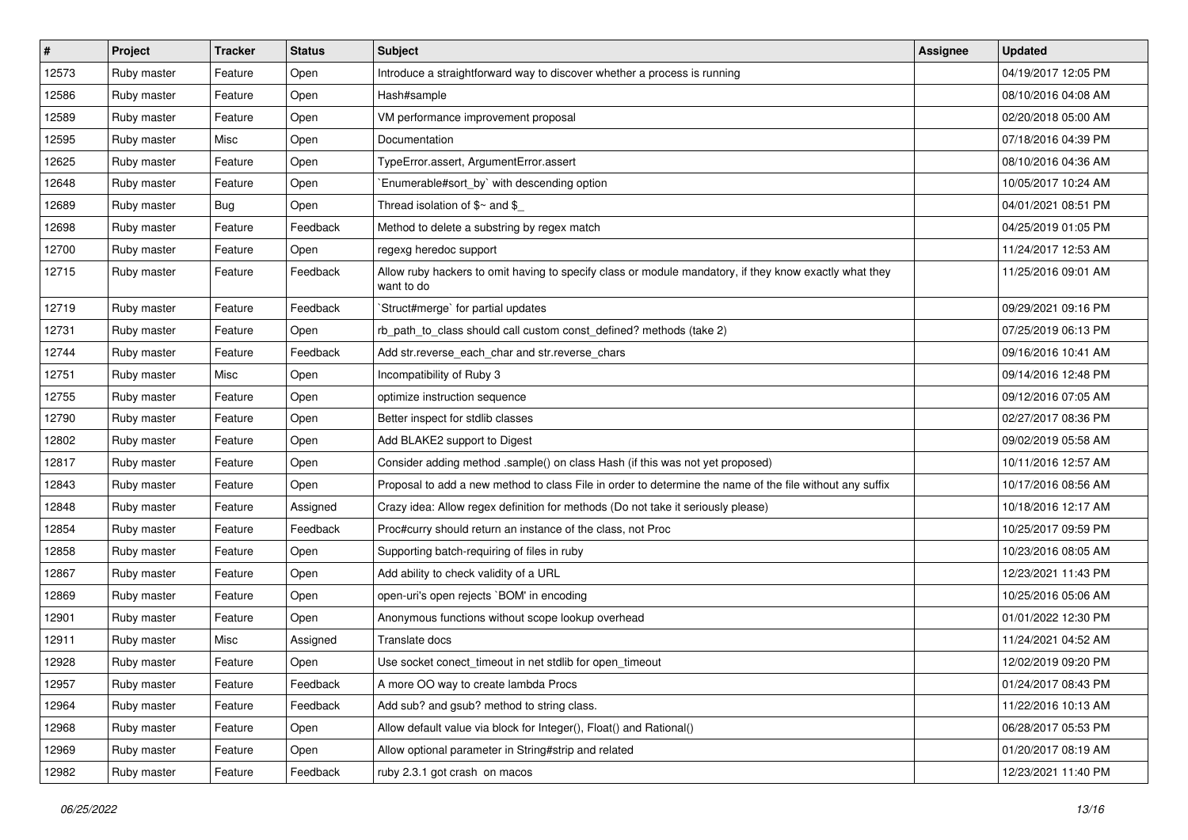| # | Project | Tracker | Status | Subject | Assignee | Updated |
|---|---|---|---|---|---|---|
| 12573 | Ruby master | Feature | Open | Introduce a straightforward way to discover whether a process is running | | 04/19/2017 12:05 PM |
| 12586 | Ruby master | Feature | Open | Hash#sample | | 08/10/2016 04:08 AM |
| 12589 | Ruby master | Feature | Open | VM performance improvement proposal | | 02/20/2018 05:00 AM |
| 12595 | Ruby master | Misc | Open | Documentation | | 07/18/2016 04:39 PM |
| 12625 | Ruby master | Feature | Open | TypeError.assert, ArgumentError.assert | | 08/10/2016 04:36 AM |
| 12648 | Ruby master | Feature | Open | `Enumerable#sort_by` with descending option | | 10/05/2017 10:24 AM |
| 12689 | Ruby master | Bug | Open | Thread isolation of $~ and $_ | | 04/01/2021 08:51 PM |
| 12698 | Ruby master | Feature | Feedback | Method to delete a substring by regex match | | 04/25/2019 01:05 PM |
| 12700 | Ruby master | Feature | Open | regexg heredoc support | | 11/24/2017 12:53 AM |
| 12715 | Ruby master | Feature | Feedback | Allow ruby hackers to omit having to specify class or module mandatory, if they know exactly what they want to do | | 11/25/2016 09:01 AM |
| 12719 | Ruby master | Feature | Feedback | `Struct#merge` for partial updates | | 09/29/2021 09:16 PM |
| 12731 | Ruby master | Feature | Open | rb_path_to_class should call custom const_defined? methods (take 2) | | 07/25/2019 06:13 PM |
| 12744 | Ruby master | Feature | Feedback | Add str.reverse_each_char and str.reverse_chars | | 09/16/2016 10:41 AM |
| 12751 | Ruby master | Misc | Open | Incompatibility of Ruby 3 | | 09/14/2016 12:48 PM |
| 12755 | Ruby master | Feature | Open | optimize instruction sequence | | 09/12/2016 07:05 AM |
| 12790 | Ruby master | Feature | Open | Better inspect for stdlib classes | | 02/27/2017 08:36 PM |
| 12802 | Ruby master | Feature | Open | Add BLAKE2 support to Digest | | 09/02/2019 05:58 AM |
| 12817 | Ruby master | Feature | Open | Consider adding method .sample() on class Hash (if this was not yet proposed) | | 10/11/2016 12:57 AM |
| 12843 | Ruby master | Feature | Open | Proposal to add a new method to class File in order to determine the name of the file without any suffix | | 10/17/2016 08:56 AM |
| 12848 | Ruby master | Feature | Assigned | Crazy idea: Allow regex definition for methods (Do not take it seriously please) | | 10/18/2016 12:17 AM |
| 12854 | Ruby master | Feature | Feedback | Proc#curry should return an instance of the class, not Proc | | 10/25/2017 09:59 PM |
| 12858 | Ruby master | Feature | Open | Supporting batch-requiring of files in ruby | | 10/23/2016 08:05 AM |
| 12867 | Ruby master | Feature | Open | Add ability to check validity of a URL | | 12/23/2021 11:43 PM |
| 12869 | Ruby master | Feature | Open | open-uri's open rejects `BOM' in encoding | | 10/25/2016 05:06 AM |
| 12901 | Ruby master | Feature | Open | Anonymous functions without scope lookup overhead | | 01/01/2022 12:30 PM |
| 12911 | Ruby master | Misc | Assigned | Translate docs | | 11/24/2021 04:52 AM |
| 12928 | Ruby master | Feature | Open | Use socket conect_timeout in net stdlib for open_timeout | | 12/02/2019 09:20 PM |
| 12957 | Ruby master | Feature | Feedback | A more OO way to create lambda Procs | | 01/24/2017 08:43 PM |
| 12964 | Ruby master | Feature | Feedback | Add sub? and gsub? method to string class. | | 11/22/2016 10:13 AM |
| 12968 | Ruby master | Feature | Open | Allow default value via block for Integer(), Float() and Rational() | | 06/28/2017 05:53 PM |
| 12969 | Ruby master | Feature | Open | Allow optional parameter in String#strip and related | | 01/20/2017 08:19 AM |
| 12982 | Ruby master | Feature | Feedback | ruby 2.3.1 got crash on macos | | 12/23/2021 11:40 PM |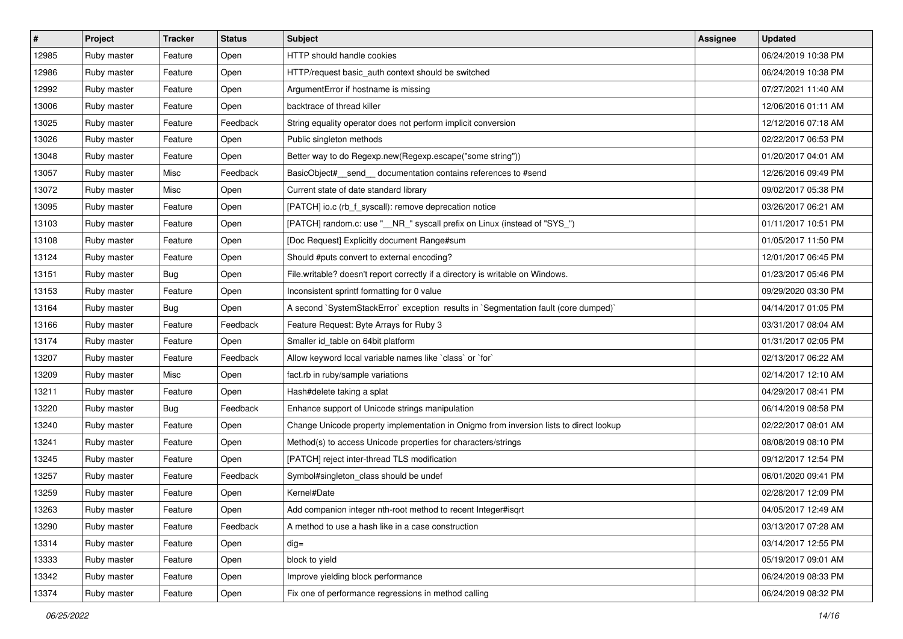| # | Project | Tracker | Status | Subject | Assignee | Updated |
|---|---|---|---|---|---|---|
| 12985 | Ruby master | Feature | Open | HTTP should handle cookies | | 06/24/2019 10:38 PM |
| 12986 | Ruby master | Feature | Open | HTTP/request basic_auth context should be switched | | 06/24/2019 10:38 PM |
| 12992 | Ruby master | Feature | Open | ArgumentError if hostname is missing | | 07/27/2021 11:40 AM |
| 13006 | Ruby master | Feature | Open | backtrace of thread killer | | 12/06/2016 01:11 AM |
| 13025 | Ruby master | Feature | Feedback | String equality operator does not perform implicit conversion | | 12/12/2016 07:18 AM |
| 13026 | Ruby master | Feature | Open | Public singleton methods | | 02/22/2017 06:53 PM |
| 13048 | Ruby master | Feature | Open | Better way to do Regexp.new(Regexp.escape("some string")) | | 01/20/2017 04:01 AM |
| 13057 | Ruby master | Misc | Feedback | BasicObject#__send__ documentation contains references to #send | | 12/26/2016 09:49 PM |
| 13072 | Ruby master | Misc | Open | Current state of date standard library | | 09/02/2017 05:38 PM |
| 13095 | Ruby master | Feature | Open | [PATCH] io.c (rb_f_syscall): remove deprecation notice | | 03/26/2017 06:21 AM |
| 13103 | Ruby master | Feature | Open | [PATCH] random.c: use "__NR_" syscall prefix on Linux (instead of "SYS_") | | 01/11/2017 10:51 PM |
| 13108 | Ruby master | Feature | Open | [Doc Request] Explicitly document Range#sum | | 01/05/2017 11:50 PM |
| 13124 | Ruby master | Feature | Open | Should #puts convert to external encoding? | | 12/01/2017 06:45 PM |
| 13151 | Ruby master | Bug | Open | File.writable? doesn't report correctly if a directory is writable on Windows. | | 01/23/2017 05:46 PM |
| 13153 | Ruby master | Feature | Open | Inconsistent sprintf formatting for 0 value | | 09/29/2020 03:30 PM |
| 13164 | Ruby master | Bug | Open | A second `SystemStackError` exception results in `Segmentation fault (core dumped)` | | 04/14/2017 01:05 PM |
| 13166 | Ruby master | Feature | Feedback | Feature Request: Byte Arrays for Ruby 3 | | 03/31/2017 08:04 AM |
| 13174 | Ruby master | Feature | Open | Smaller id_table on 64bit platform | | 01/31/2017 02:05 PM |
| 13207 | Ruby master | Feature | Feedback | Allow keyword local variable names like `class` or `for` | | 02/13/2017 06:22 AM |
| 13209 | Ruby master | Misc | Open | fact.rb in ruby/sample variations | | 02/14/2017 12:10 AM |
| 13211 | Ruby master | Feature | Open | Hash#delete taking a splat | | 04/29/2017 08:41 PM |
| 13220 | Ruby master | Bug | Feedback | Enhance support of Unicode strings manipulation | | 06/14/2019 08:58 PM |
| 13240 | Ruby master | Feature | Open | Change Unicode property implementation in Onigmo from inversion lists to direct lookup | | 02/22/2017 08:01 AM |
| 13241 | Ruby master | Feature | Open | Method(s) to access Unicode properties for characters/strings | | 08/08/2019 08:10 PM |
| 13245 | Ruby master | Feature | Open | [PATCH] reject inter-thread TLS modification | | 09/12/2017 12:54 PM |
| 13257 | Ruby master | Feature | Feedback | Symbol#singleton_class should be undef | | 06/01/2020 09:41 PM |
| 13259 | Ruby master | Feature | Open | Kernel#Date | | 02/28/2017 12:09 PM |
| 13263 | Ruby master | Feature | Open | Add companion integer nth-root method to recent Integer#isqrt | | 04/05/2017 12:49 AM |
| 13290 | Ruby master | Feature | Feedback | A method to use a hash like in a case construction | | 03/13/2017 07:28 AM |
| 13314 | Ruby master | Feature | Open | dig= | | 03/14/2017 12:55 PM |
| 13333 | Ruby master | Feature | Open | block to yield | | 05/19/2017 09:01 AM |
| 13342 | Ruby master | Feature | Open | Improve yielding block performance | | 06/24/2019 08:33 PM |
| 13374 | Ruby master | Feature | Open | Fix one of performance regressions in method calling | | 06/24/2019 08:32 PM |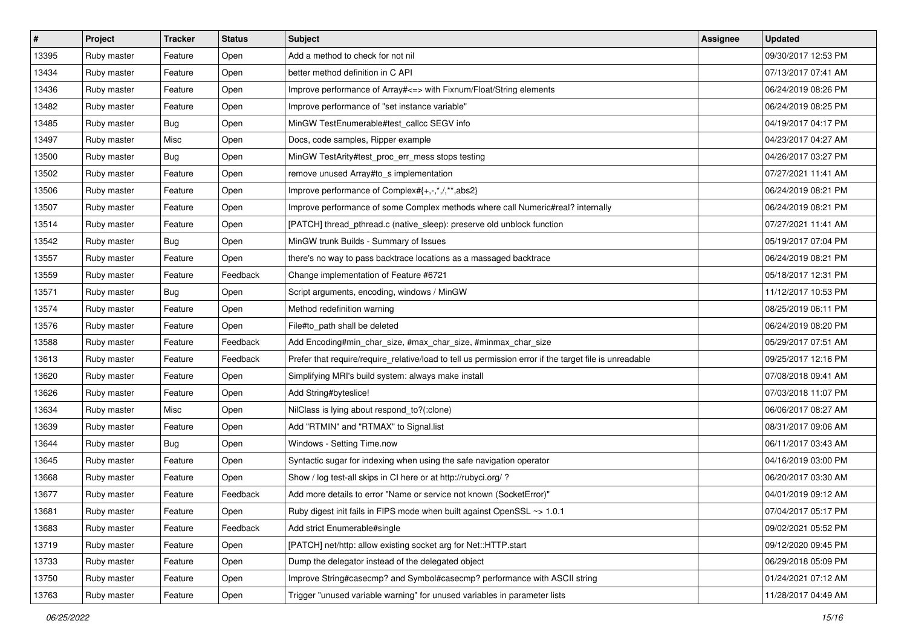| # | Project | Tracker | Status | Subject | Assignee | Updated |
|---|---|---|---|---|---|---|
| 13395 | Ruby master | Feature | Open | Add a method to check for not nil | | 09/30/2017 12:53 PM |
| 13434 | Ruby master | Feature | Open | better method definition in C API | | 07/13/2017 07:41 AM |
| 13436 | Ruby master | Feature | Open | Improve performance of Array#<=> with Fixnum/Float/String elements | | 06/24/2019 08:26 PM |
| 13482 | Ruby master | Feature | Open | Improve performance of "set instance variable" | | 06/24/2019 08:25 PM |
| 13485 | Ruby master | Bug | Open | MinGW TestEnumerable#test_callcc SEGV info | | 04/19/2017 04:17 PM |
| 13497 | Ruby master | Misc | Open | Docs, code samples, Ripper example | | 04/23/2017 04:27 AM |
| 13500 | Ruby master | Bug | Open | MinGW TestArity#test_proc_err_mess stops testing | | 04/26/2017 03:27 PM |
| 13502 | Ruby master | Feature | Open | remove unused Array#to_s implementation | | 07/27/2021 11:41 AM |
| 13506 | Ruby master | Feature | Open | Improve performance of Complex#{+,-,*,/,**,abs2} | | 06/24/2019 08:21 PM |
| 13507 | Ruby master | Feature | Open | Improve performance of some Complex methods where call Numeric#real? internally | | 06/24/2019 08:21 PM |
| 13514 | Ruby master | Feature | Open | [PATCH] thread_pthread.c (native_sleep): preserve old unblock function | | 07/27/2021 11:41 AM |
| 13542 | Ruby master | Bug | Open | MinGW trunk Builds - Summary of Issues | | 05/19/2017 07:04 PM |
| 13557 | Ruby master | Feature | Open | there's no way to pass backtrace locations as a massaged backtrace | | 06/24/2019 08:21 PM |
| 13559 | Ruby master | Feature | Feedback | Change implementation of Feature #6721 | | 05/18/2017 12:31 PM |
| 13571 | Ruby master | Bug | Open | Script arguments, encoding, windows / MinGW | | 11/12/2017 10:53 PM |
| 13574 | Ruby master | Feature | Open | Method redefinition warning | | 08/25/2019 06:11 PM |
| 13576 | Ruby master | Feature | Open | File#to_path shall be deleted | | 06/24/2019 08:20 PM |
| 13588 | Ruby master | Feature | Feedback | Add Encoding#min_char_size, #max_char_size, #minmax_char_size | | 05/29/2017 07:51 AM |
| 13613 | Ruby master | Feature | Feedback | Prefer that require/require_relative/load to tell us permission error if the target file is unreadable | | 09/25/2017 12:16 PM |
| 13620 | Ruby master | Feature | Open | Simplifying MRI's build system: always make install | | 07/08/2018 09:41 AM |
| 13626 | Ruby master | Feature | Open | Add String#byteslice! | | 07/03/2018 11:07 PM |
| 13634 | Ruby master | Misc | Open | NilClass is lying about respond_to?(:clone) | | 06/06/2017 08:27 AM |
| 13639 | Ruby master | Feature | Open | Add "RTMIN" and "RTMAX" to Signal.list | | 08/31/2017 09:06 AM |
| 13644 | Ruby master | Bug | Open | Windows - Setting Time.now | | 06/11/2017 03:43 AM |
| 13645 | Ruby master | Feature | Open | Syntactic sugar for indexing when using the safe navigation operator | | 04/16/2019 03:00 PM |
| 13668 | Ruby master | Feature | Open | Show / log test-all skips in CI here or at http://rubyci.org/ ? | | 06/20/2017 03:30 AM |
| 13677 | Ruby master | Feature | Feedback | Add more details to error "Name or service not known (SocketError)" | | 04/01/2019 09:12 AM |
| 13681 | Ruby master | Feature | Open | Ruby digest init fails in FIPS mode when built against OpenSSL ~> 1.0.1 | | 07/04/2017 05:17 PM |
| 13683 | Ruby master | Feature | Feedback | Add strict Enumerable#single | | 09/02/2021 05:52 PM |
| 13719 | Ruby master | Feature | Open | [PATCH] net/http: allow existing socket arg for Net::HTTP.start | | 09/12/2020 09:45 PM |
| 13733 | Ruby master | Feature | Open | Dump the delegator instead of the delegated object | | 06/29/2018 05:09 PM |
| 13750 | Ruby master | Feature | Open | Improve String#casecmp? and Symbol#casecmp? performance with ASCII string | | 01/24/2021 07:12 AM |
| 13763 | Ruby master | Feature | Open | Trigger "unused variable warning" for unused variables in parameter lists | | 11/28/2017 04:49 AM |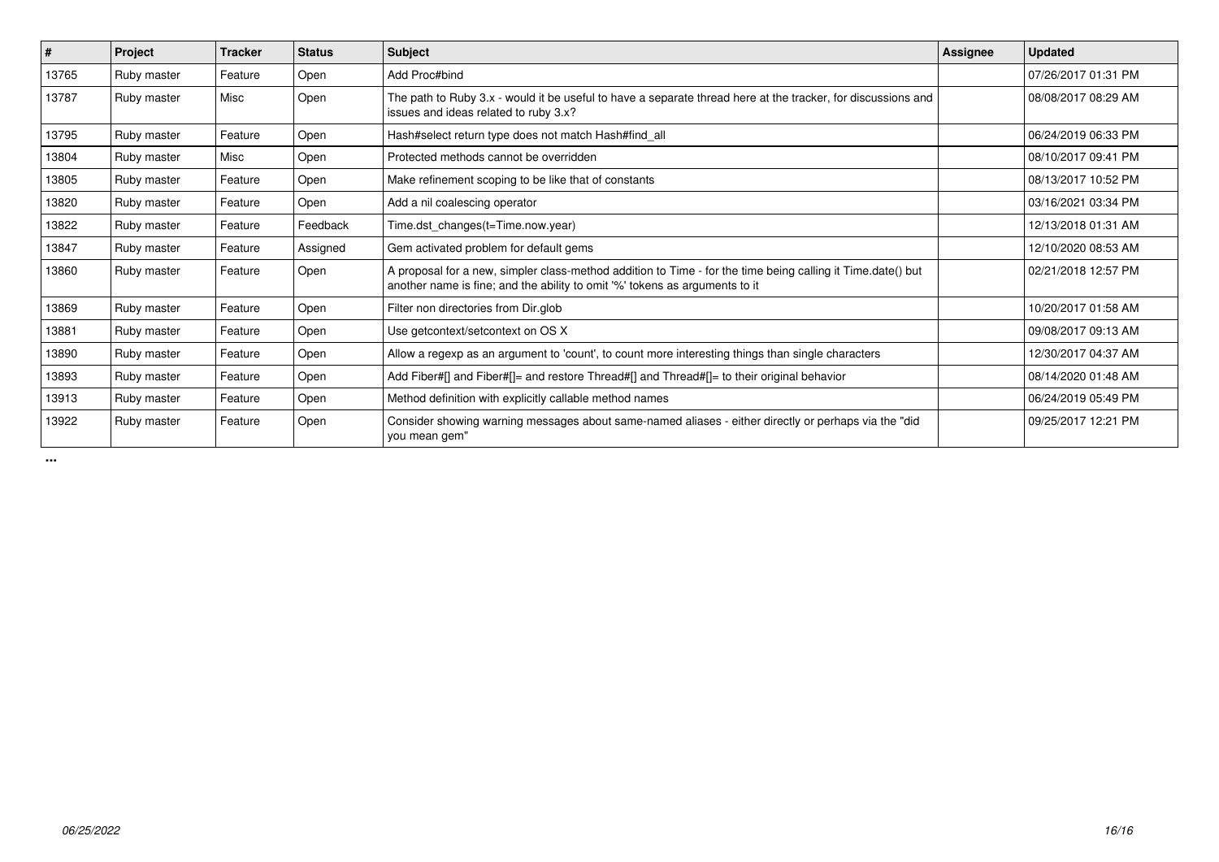| # | Project | Tracker | Status | Subject | Assignee | Updated |
| --- | --- | --- | --- | --- | --- | --- |
| 13765 | Ruby master | Feature | Open | Add Proc#bind | | 07/26/2017 01:31 PM |
| 13787 | Ruby master | Misc | Open | The path to Ruby 3.x - would it be useful to have a separate thread here at the tracker, for discussions and issues and ideas related to ruby 3.x? | | 08/08/2017 08:29 AM |
| 13795 | Ruby master | Feature | Open | Hash#select return type does not match Hash#find_all | | 06/24/2019 06:33 PM |
| 13804 | Ruby master | Misc | Open | Protected methods cannot be overridden | | 08/10/2017 09:41 PM |
| 13805 | Ruby master | Feature | Open | Make refinement scoping to be like that of constants | | 08/13/2017 10:52 PM |
| 13820 | Ruby master | Feature | Open | Add a nil coalescing operator | | 03/16/2021 03:34 PM |
| 13822 | Ruby master | Feature | Feedback | Time.dst_changes(t=Time.now.year) | | 12/13/2018 01:31 AM |
| 13847 | Ruby master | Feature | Assigned | Gem activated problem for default gems | | 12/10/2020 08:53 AM |
| 13860 | Ruby master | Feature | Open | A proposal for a new, simpler class-method addition to Time - for the time being calling it Time.date() but another name is fine; and the ability to omit '%' tokens as arguments to it | | 02/21/2018 12:57 PM |
| 13869 | Ruby master | Feature | Open | Filter non directories from Dir.glob | | 10/20/2017 01:58 AM |
| 13881 | Ruby master | Feature | Open | Use getcontext/setcontext on OS X | | 09/08/2017 09:13 AM |
| 13890 | Ruby master | Feature | Open | Allow a regexp as an argument to 'count', to count more interesting things than single characters | | 12/30/2017 04:37 AM |
| 13893 | Ruby master | Feature | Open | Add Fiber#[] and Fiber#[]= and restore Thread#[] and Thread#[]= to their original behavior | | 08/14/2020 01:48 AM |
| 13913 | Ruby master | Feature | Open | Method definition with explicitly callable method names | | 06/24/2019 05:49 PM |
| 13922 | Ruby master | Feature | Open | Consider showing warning messages about same-named aliases - either directly or perhaps via the "did you mean gem" | | 09/25/2017 12:21 PM |

...